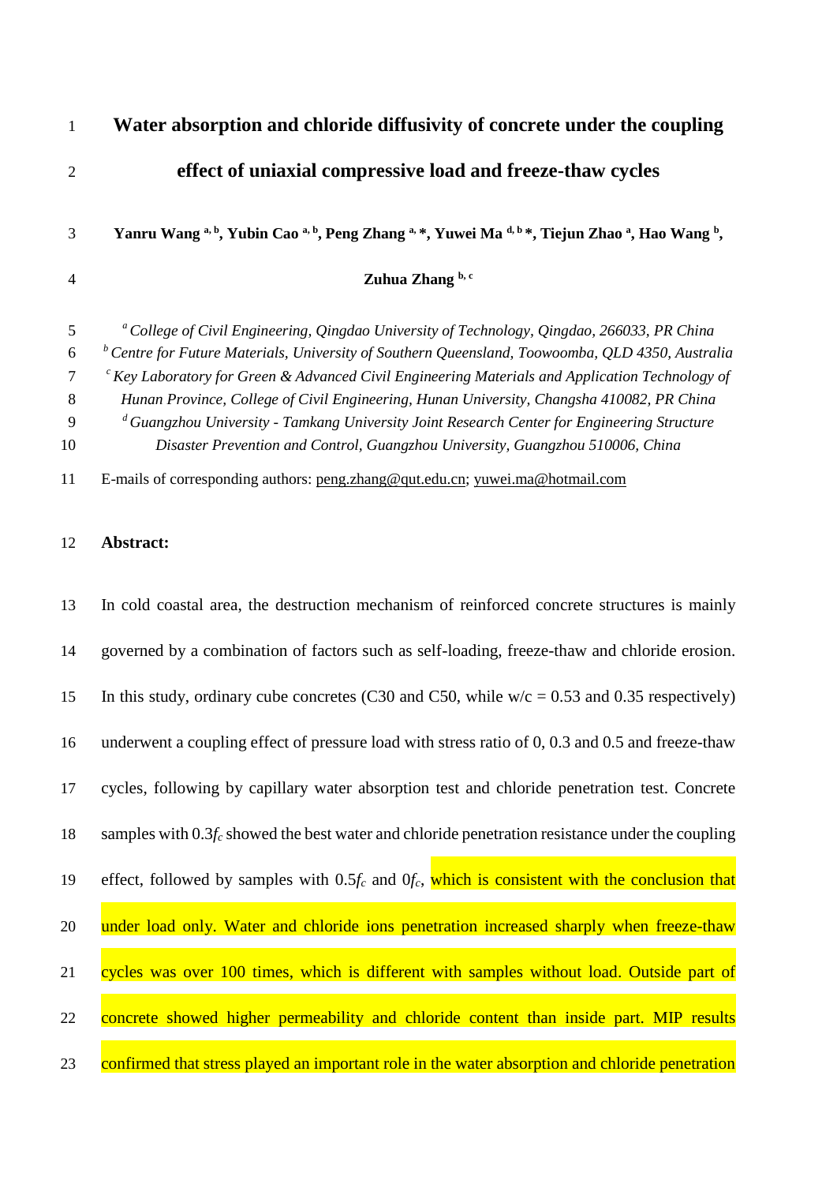# Water absorption and chloride diffusivity of concrete under the coupling effect of uniaxial compressive load and freeze-thaw cycles

**Yanru Wang [a, b], Yubin Cao [a, b], Peng Zhang [a, *], Yuwei Ma [d, b *], Tiejun Zhao [a], Hao Wang [b], Zuhua Zhang [b, c]**

*[a] College of Civil Engineering, Qingdao University of Technology, Qingdao, 266033, PR China*
*[b] Centre for Future Materials, University of Southern Queensland, Toowoomba, QLD 4350, Australia*
*[c] Key Laboratory for Green & Advanced Civil Engineering Materials and Application Technology of Hunan Province, College of Civil Engineering, Hunan University, Changsha 410082, PR China*
*[d] Guangzhou University - Tamkang University Joint Research Center for Engineering Structure Disaster Prevention and Control, Guangzhou University, Guangzhou 510006, China*

E-mails of corresponding authors: peng.zhang@qut.edu.cn; yuwei.ma@hotmail.com

## Abstract:

In cold coastal area, the destruction mechanism of reinforced concrete structures is mainly governed by a combination of factors such as self-loading, freeze-thaw and chloride erosion. In this study, ordinary cube concretes (C30 and C50, while w/c = 0.53 and 0.35 respectively) underwent a coupling effect of pressure load with stress ratio of 0, 0.3 and 0.5 and freeze-thaw cycles, following by capillary water absorption test and chloride penetration test. Concrete samples with $0.3f_c$ showed the best water and chloride penetration resistance under the coupling effect, followed by samples with $0.5f_c$ and $0f_c$, which is consistent with the conclusion that under load only. Water and chloride ions penetration increased sharply when freeze-thaw cycles was over 100 times, which is different with samples without load. Outside part of concrete showed higher permeability and chloride content than inside part. MIP results confirmed that stress played an important role in the water absorption and chloride penetration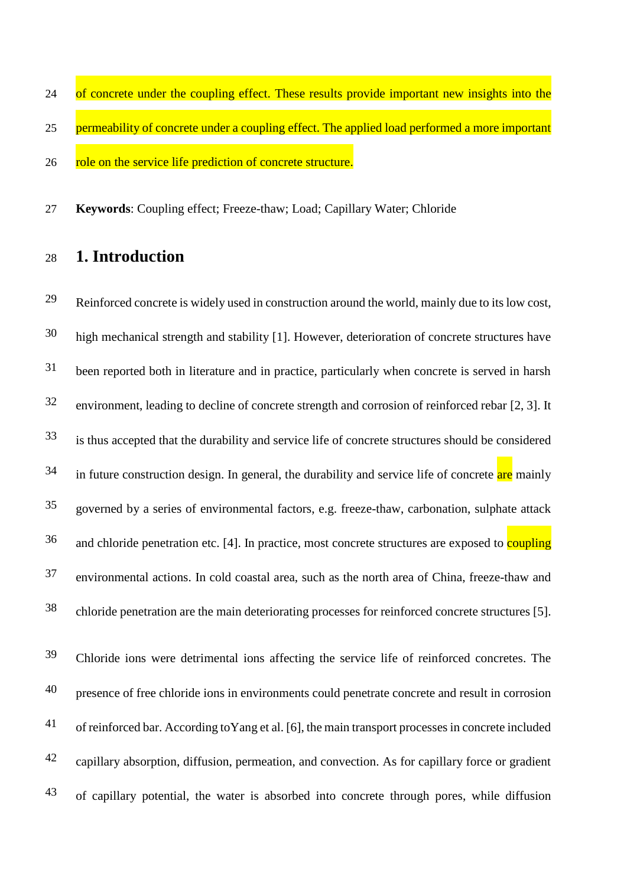of concrete under the coupling effect. These results provide important new insights into the permeability of concrete under a coupling effect. The applied load performed a more important role on the service life prediction of concrete structure.

**Keywords**: Coupling effect; Freeze-thaw; Load; Capillary Water; Chloride

## 1. Introduction

Reinforced concrete is widely used in construction around the world, mainly due to its low cost, high mechanical strength and stability [1]. However, deterioration of concrete structures have been reported both in literature and in practice, particularly when concrete is served in harsh environment, leading to decline of concrete strength and corrosion of reinforced rebar [2, 3]. It is thus accepted that the durability and service life of concrete structures should be considered in future construction design. In general, the durability and service life of concrete are mainly governed by a series of environmental factors, e.g. freeze-thaw, carbonation, sulphate attack and chloride penetration etc. [4]. In practice, most concrete structures are exposed to coupling environmental actions. In cold coastal area, such as the north area of China, freeze-thaw and chloride penetration are the main deteriorating processes for reinforced concrete structures [5].

Chloride ions were detrimental ions affecting the service life of reinforced concretes. The presence of free chloride ions in environments could penetrate concrete and result in corrosion of reinforced bar. According toYang et al. [6], the main transport processes in concrete included capillary absorption, diffusion, permeation, and convection. As for capillary force or gradient of capillary potential, the water is absorbed into concrete through pores, while diffusion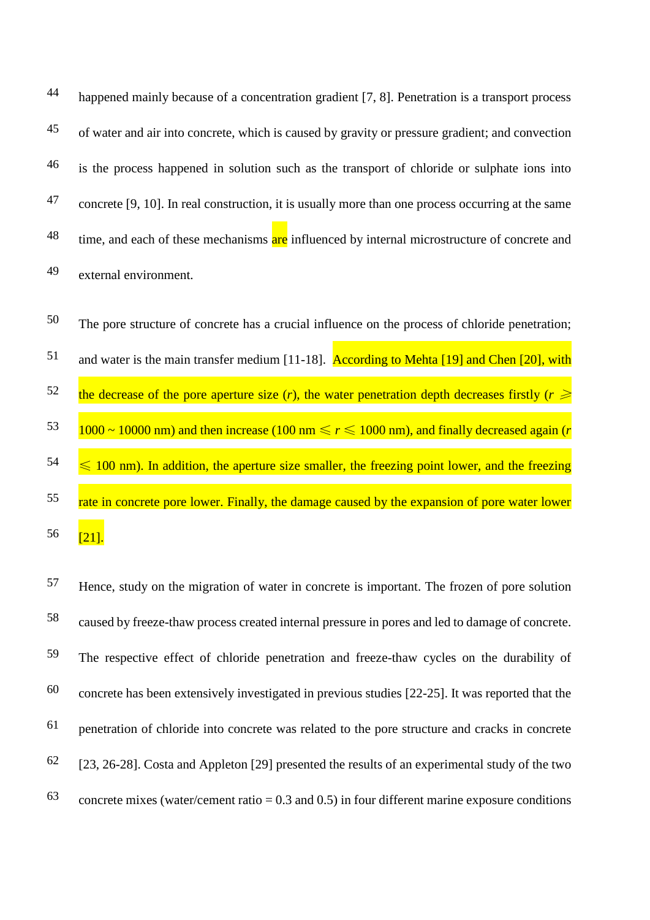happened mainly because of a concentration gradient [7, 8]. Penetration is a transport process of water and air into concrete, which is caused by gravity or pressure gradient; and convection is the process happened in solution such as the transport of chloride or sulphate ions into concrete [9, 10]. In real construction, it is usually more than one process occurring at the same time, and each of these mechanisms are influenced by internal microstructure of concrete and external environment.

The pore structure of concrete has a crucial influence on the process of chloride penetration; and water is the main transfer medium [11-18]. According to Mehta [19] and Chen [20], with the decrease of the pore aperture size ($r$), the water penetration depth decreases firstly ($r \geqslant$ 1000 ~ 10000 nm) and then increase (100 nm $\leqslant r \leqslant$ 1000 nm), and finally decreased again ($r \leqslant$ 100 nm). In addition, the aperture size smaller, the freezing point lower, and the freezing rate in concrete pore lower. Finally, the damage caused by the expansion of pore water lower [21].

Hence, study on the migration of water in concrete is important. The frozen of pore solution caused by freeze-thaw process created internal pressure in pores and led to damage of concrete. The respective effect of chloride penetration and freeze-thaw cycles on the durability of concrete has been extensively investigated in previous studies [22-25]. It was reported that the penetration of chloride into concrete was related to the pore structure and cracks in concrete [23, 26-28]. Costa and Appleton [29] presented the results of an experimental study of the two concrete mixes (water/cement ratio = 0.3 and 0.5) in four different marine exposure conditions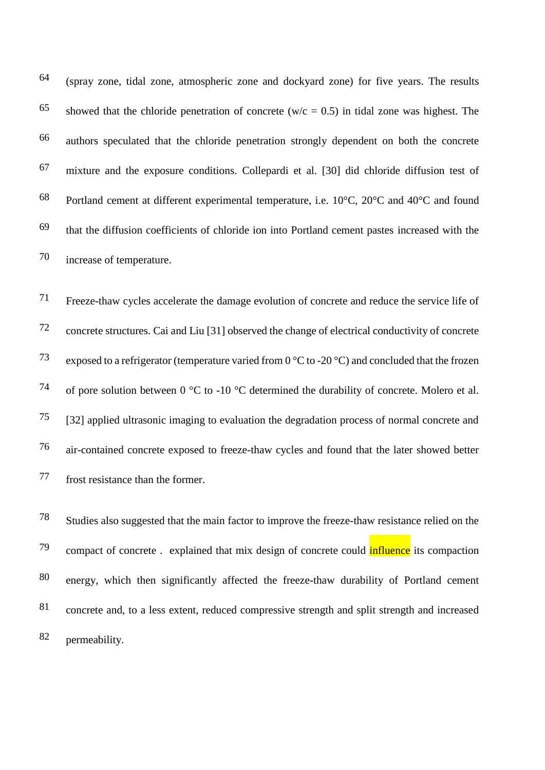(spray zone, tidal zone, atmospheric zone and dockyard zone) for five years. The results showed that the chloride penetration of concrete (w/c = 0.5) in tidal zone was highest. The authors speculated that the chloride penetration strongly dependent on both the concrete mixture and the exposure conditions. Collepardi et al. [30] did chloride diffusion test of Portland cement at different experimental temperature, i.e. 10°C, 20°C and 40°C and found that the diffusion coefficients of chloride ion into Portland cement pastes increased with the increase of temperature.

Freeze-thaw cycles accelerate the damage evolution of concrete and reduce the service life of concrete structures. Cai and Liu [31] observed the change of electrical conductivity of concrete exposed to a refrigerator (temperature varied from 0 °C to -20 °C) and concluded that the frozen of pore solution between 0 °C to -10 °C determined the durability of concrete. Molero et al. [32] applied ultrasonic imaging to evaluation the degradation process of normal concrete and air-contained concrete exposed to freeze-thaw cycles and found that the later showed better frost resistance than the former.

Studies also suggested that the main factor to improve the freeze-thaw resistance relied on the compact of concrete .  explained that mix design of concrete could influence its compaction energy, which then significantly affected the freeze-thaw durability of Portland cement concrete and, to a less extent, reduced compressive strength and split strength and increased permeability.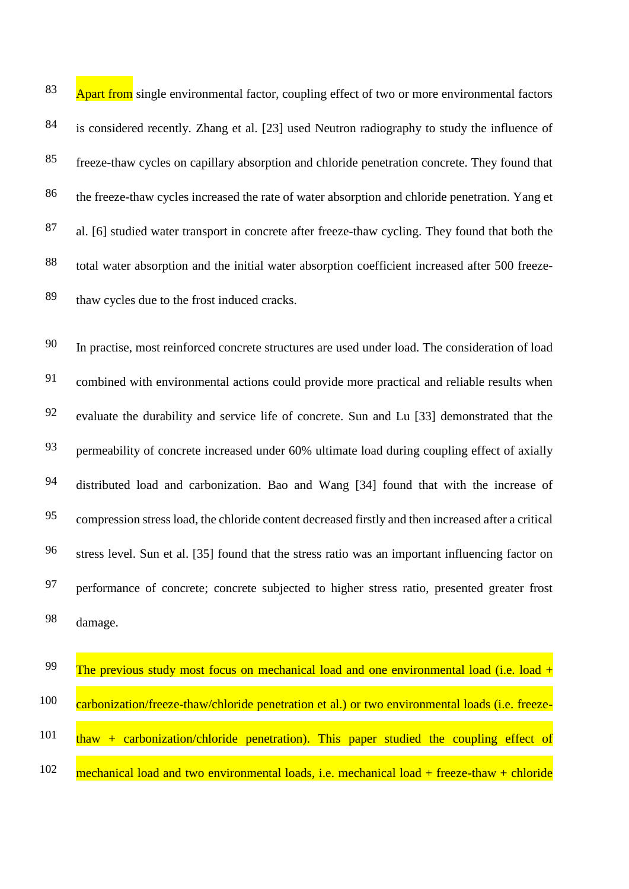Apart from single environmental factor, coupling effect of two or more environmental factors is considered recently. Zhang et al. [23] used Neutron radiography to study the influence of freeze-thaw cycles on capillary absorption and chloride penetration concrete. They found that the freeze-thaw cycles increased the rate of water absorption and chloride penetration. Yang et al. [6] studied water transport in concrete after freeze-thaw cycling. They found that both the total water absorption and the initial water absorption coefficient increased after 500 freeze-thaw cycles due to the frost induced cracks.

In practise, most reinforced concrete structures are used under load. The consideration of load combined with environmental actions could provide more practical and reliable results when evaluate the durability and service life of concrete. Sun and Lu [33] demonstrated that the permeability of concrete increased under 60% ultimate load during coupling effect of axially distributed load and carbonization. Bao and Wang [34] found that with the increase of compression stress load, the chloride content decreased firstly and then increased after a critical stress level. Sun et al. [35] found that the stress ratio was an important influencing factor on performance of concrete; concrete subjected to higher stress ratio, presented greater frost damage.

The previous study most focus on mechanical load and one environmental load (i.e. load + carbonization/freeze-thaw/chloride penetration et al.) or two environmental loads (i.e. freeze-thaw + carbonization/chloride penetration). This paper studied the coupling effect of mechanical load and two environmental loads, i.e. mechanical load + freeze-thaw + chloride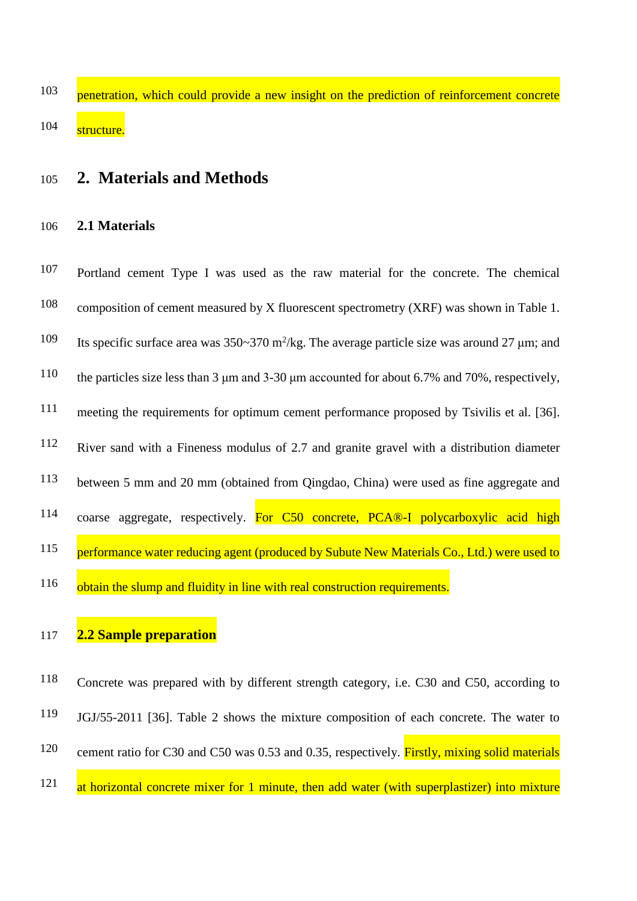penetration, which could provide a new insight on the prediction of reinforcement concrete structure.

# 2. Materials and Methods

## 2.1 Materials

Portland cement Type I was used as the raw material for the concrete. The chemical composition of cement measured by X fluorescent spectrometry (XRF) was shown in Table 1. Its specific surface area was 350~370 $m^2/kg$. The average particle size was around 27 μm; and the particles size less than 3 μm and 3-30 μm accounted for about 6.7% and 70%, respectively, meeting the requirements for optimum cement performance proposed by Tsivilis et al. [36]. River sand with a Fineness modulus of 2.7 and granite gravel with a distribution diameter between 5 mm and 20 mm (obtained from Qingdao, China) were used as fine aggregate and coarse aggregate, respectively. For C50 concrete, PCA®-I polycarboxylic acid high performance water reducing agent (produced by Subute New Materials Co., Ltd.) were used to obtain the slump and fluidity in line with real construction requirements.

## 2.2 Sample preparation

Concrete was prepared with by different strength category, i.e. C30 and C50, according to JGJ/55-2011 [36]. Table 2 shows the mixture composition of each concrete. The water to cement ratio for C30 and C50 was 0.53 and 0.35, respectively. Firstly, mixing solid materials at horizontal concrete mixer for 1 minute, then add water (with superplastizer) into mixture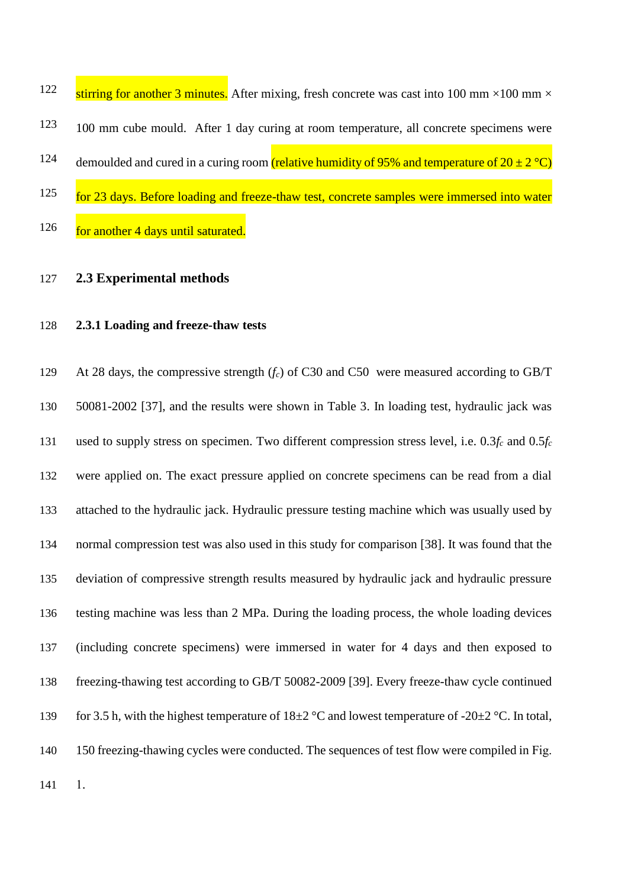stirring for another 3 minutes. After mixing, fresh concrete was cast into 100 mm ×100 mm × 100 mm cube mould.  After 1 day curing at room temperature, all concrete specimens were demoulded and cured in a curing room (relative humidity of 95% and temperature of 20 ± 2 °C) for 23 days. Before loading and freeze-thaw test, concrete samples were immersed into water for another 4 days until saturated.

## 2.3 Experimental methods

### 2.3.1 Loading and freeze-thaw tests

At 28 days, the compressive strength ($f_c$) of C30 and C50  were measured according to GB/T 50081-2002 [37], and the results were shown in Table 3. In loading test, hydraulic jack was used to supply stress on specimen. Two different compression stress level, i.e. $0.3f_c$ and $0.5f_c$ were applied on. The exact pressure applied on concrete specimens can be read from a dial attached to the hydraulic jack. Hydraulic pressure testing machine which was usually used by normal compression test was also used in this study for comparison [38]. It was found that the deviation of compressive strength results measured by hydraulic jack and hydraulic pressure testing machine was less than 2 MPa. During the loading process, the whole loading devices (including concrete specimens) were immersed in water for 4 days and then exposed to freezing-thawing test according to GB/T 50082-2009 [39]. Every freeze-thaw cycle continued for 3.5 h, with the highest temperature of 18±2 °C and lowest temperature of -20±2 °C. In total, 150 freezing-thawing cycles were conducted. The sequences of test flow were compiled in Fig. 1.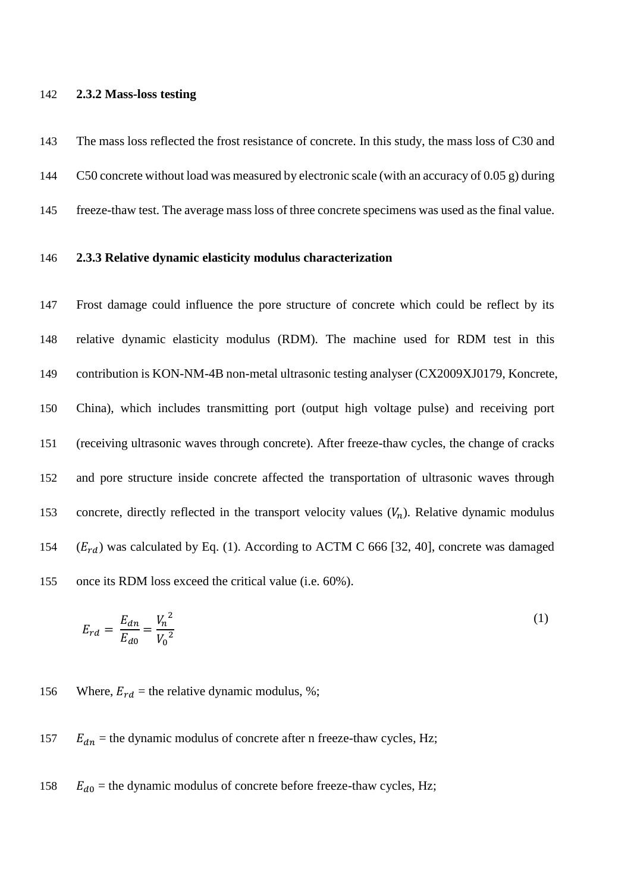### 2.3.2 Mass-loss testing

The mass loss reflected the frost resistance of concrete. In this study, the mass loss of C30 and C50 concrete without load was measured by electronic scale (with an accuracy of 0.05 g) during freeze-thaw test. The average mass loss of three concrete specimens was used as the final value.

### 2.3.3 Relative dynamic elasticity modulus characterization

Frost damage could influence the pore structure of concrete which could be reflect by its relative dynamic elasticity modulus (RDM). The machine used for RDM test in this contribution is KON-NM-4B non-metal ultrasonic testing analyser (CX2009XJ0179, Koncrete, China), which includes transmitting port (output high voltage pulse) and receiving port (receiving ultrasonic waves through concrete). After freeze-thaw cycles, the change of cracks and pore structure inside concrete affected the transportation of ultrasonic waves through concrete, directly reflected in the transport velocity values ($V_n$). Relative dynamic modulus ($E_{rd}$) was calculated by Eq. (1). According to ACTM C 666 [32, 40], concrete was damaged once its RDM loss exceed the critical value (i.e. 60%).

$$E_{rd} = \frac{E_{dn}}{E_{d0}} = \frac{{V_n}^2}{{V_0}^2} \tag{1}$$

Where, $E_{rd}$ = the relative dynamic modulus, %;

$E_{dn}$ = the dynamic modulus of concrete after n freeze-thaw cycles, Hz;

$E_{d0}$ = the dynamic modulus of concrete before freeze-thaw cycles, Hz;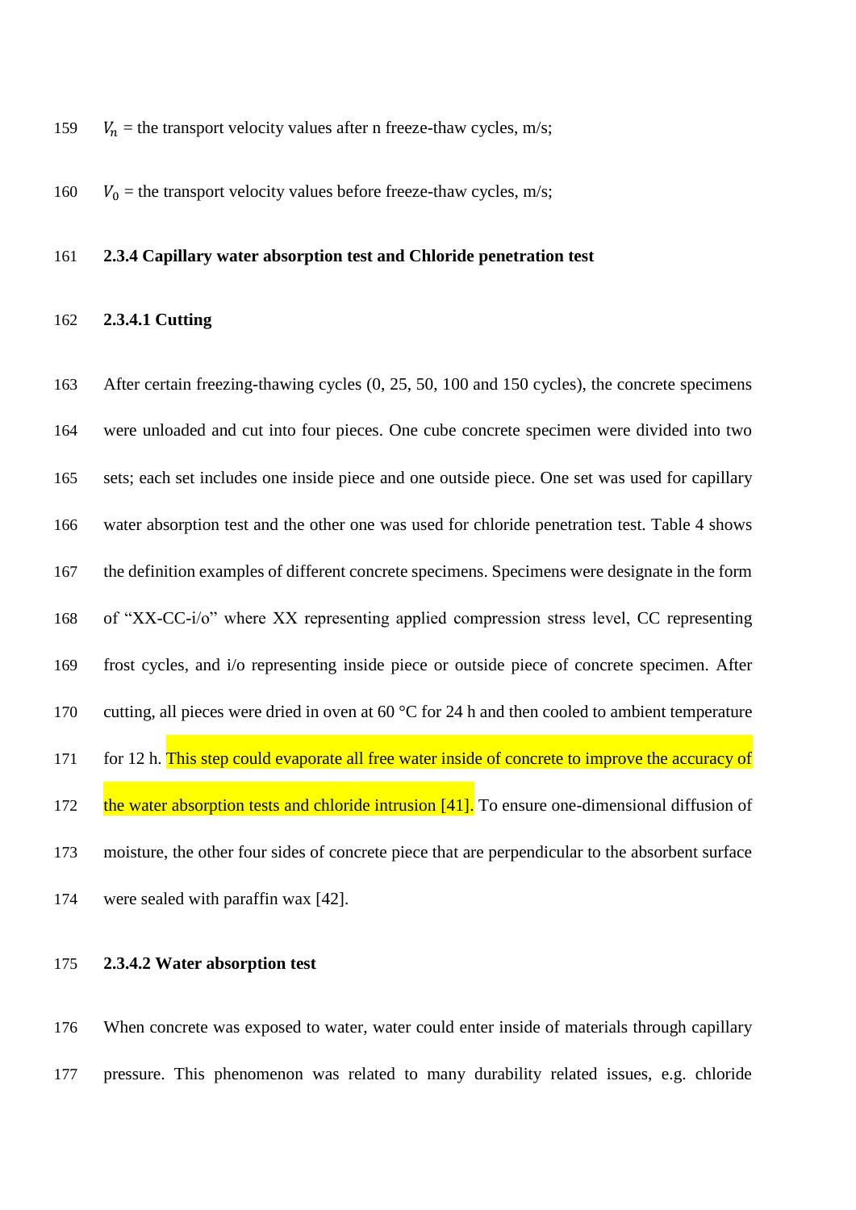$V_n$ = the transport velocity values after n freeze-thaw cycles, m/s;

$V_0$ = the transport velocity values before freeze-thaw cycles, m/s;

### 2.3.4 Capillary water absorption test and Chloride penetration test

#### 2.3.4.1 Cutting

After certain freezing-thawing cycles (0, 25, 50, 100 and 150 cycles), the concrete specimens were unloaded and cut into four pieces. One cube concrete specimen were divided into two sets; each set includes one inside piece and one outside piece. One set was used for capillary water absorption test and the other one was used for chloride penetration test. Table 4 shows the definition examples of different concrete specimens. Specimens were designate in the form of "XX-CC-i/o" where XX representing applied compression stress level, CC representing frost cycles, and i/o representing inside piece or outside piece of concrete specimen. After cutting, all pieces were dried in oven at 60 °C for 24 h and then cooled to ambient temperature for 12 h. This step could evaporate all free water inside of concrete to improve the accuracy of the water absorption tests and chloride intrusion [41]. To ensure one-dimensional diffusion of moisture, the other four sides of concrete piece that are perpendicular to the absorbent surface were sealed with paraffin wax [42].

#### 2.3.4.2 Water absorption test

When concrete was exposed to water, water could enter inside of materials through capillary pressure. This phenomenon was related to many durability related issues, e.g. chloride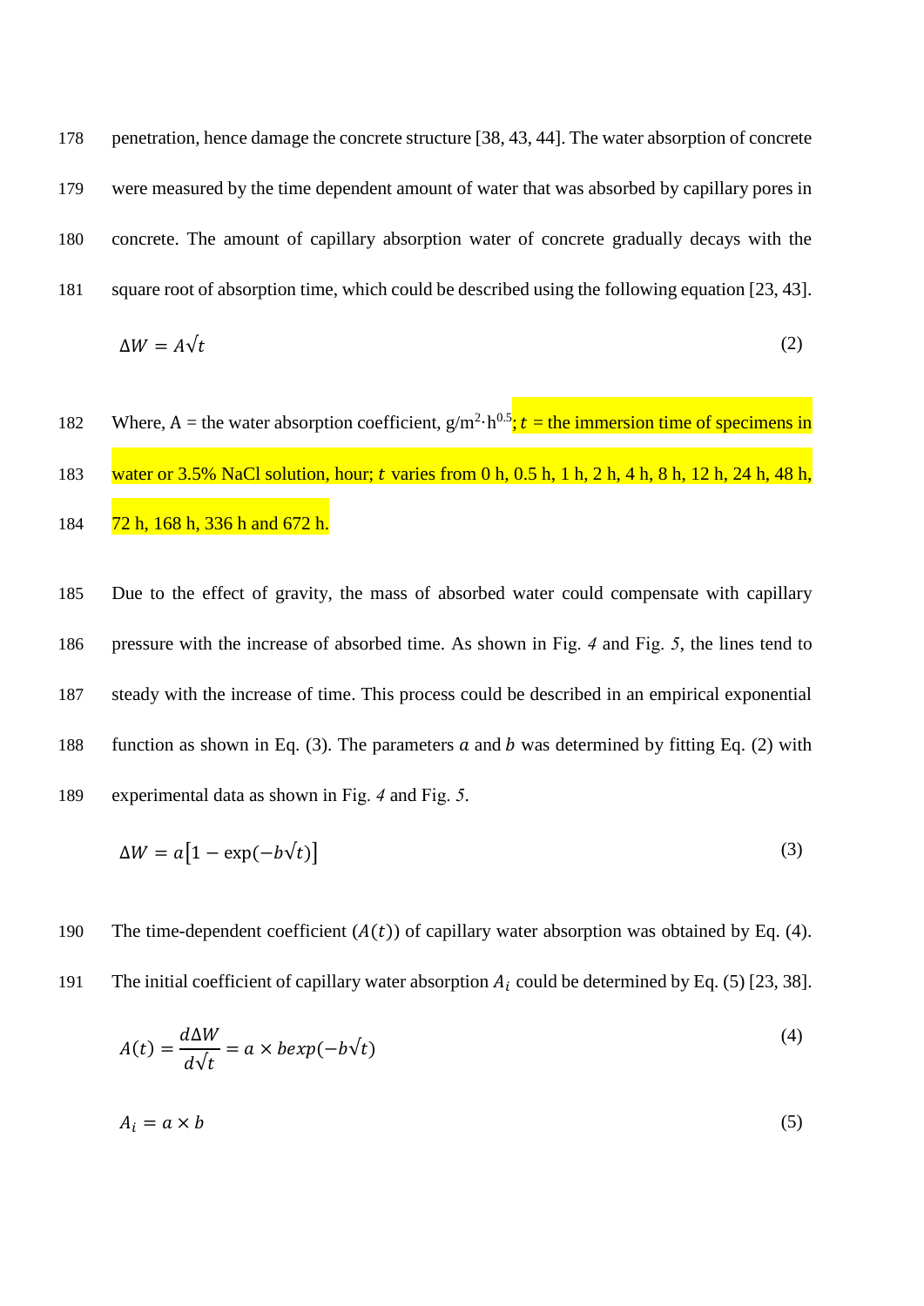penetration, hence damage the concrete structure [38, 43, 44]. The water absorption of concrete were measured by the time dependent amount of water that was absorbed by capillary pores in concrete. The amount of capillary absorption water of concrete gradually decays with the square root of absorption time, which could be described using the following equation [23, 43].

$$\Delta W = A\sqrt{t} \tag{2}$$

Where, A = the water absorption coefficient, $g/m^2 \cdot h^{0.5}$; $t$ = the immersion time of specimens in water or 3.5% NaCl solution, hour; $t$ varies from 0 h, 0.5 h, 1 h, 2 h, 4 h, 8 h, 12 h, 24 h, 48 h, 72 h, 168 h, 336 h and 672 h.

Due to the effect of gravity, the mass of absorbed water could compensate with capillary pressure with the increase of absorbed time. As shown in Fig. *4* and Fig. *5*, the lines tend to steady with the increase of time. This process could be described in an empirical exponential function as shown in Eq. (3). The parameters $a$ and $b$ was determined by fitting Eq. (2) with experimental data as shown in Fig. *4* and Fig. *5*.

$$\Delta W = a\left[1 - \exp(-b\sqrt{t})\right] \tag{3}$$

The time-dependent coefficient ($A(t)$) of capillary water absorption was obtained by Eq. (4). The initial coefficient of capillary water absorption $A_i$ could be determined by Eq. (5) [23, 38].

$$A(t) = \frac{d\Delta W}{d\sqrt{t}} = a \times b\exp(-b\sqrt{t}) \tag{4}$$

$$A_i = a \times b \tag{5}$$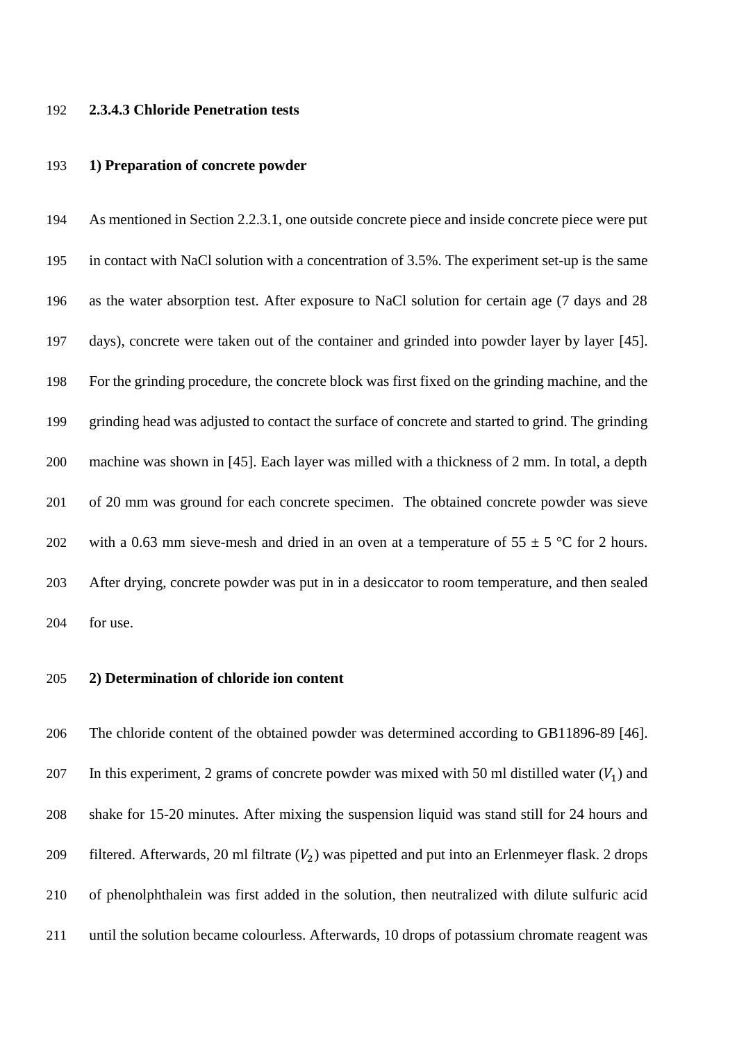#### 2.3.4.3 Chloride Penetration tests

**1) Preparation of concrete powder**

As mentioned in Section 2.2.3.1, one outside concrete piece and inside concrete piece were put in contact with NaCl solution with a concentration of 3.5%. The experiment set-up is the same as the water absorption test. After exposure to NaCl solution for certain age (7 days and 28 days), concrete were taken out of the container and grinded into powder layer by layer [45]. For the grinding procedure, the concrete block was first fixed on the grinding machine, and the grinding head was adjusted to contact the surface of concrete and started to grind. The grinding machine was shown in [45]. Each layer was milled with a thickness of 2 mm. In total, a depth of 20 mm was ground for each concrete specimen. The obtained concrete powder was sieve with a 0.63 mm sieve-mesh and dried in an oven at a temperature of 55 ± 5 °C for 2 hours. After drying, concrete powder was put in in a desiccator to room temperature, and then sealed for use.

**2) Determination of chloride ion content**

The chloride content of the obtained powder was determined according to GB11896-89 [46]. In this experiment, 2 grams of concrete powder was mixed with 50 ml distilled water ($V_1$) and shake for 15-20 minutes. After mixing the suspension liquid was stand still for 24 hours and filtered. Afterwards, 20 ml filtrate ($V_2$) was pipetted and put into an Erlenmeyer flask. 2 drops of phenolphthalein was first added in the solution, then neutralized with dilute sulfuric acid until the solution became colourless. Afterwards, 10 drops of potassium chromate reagent was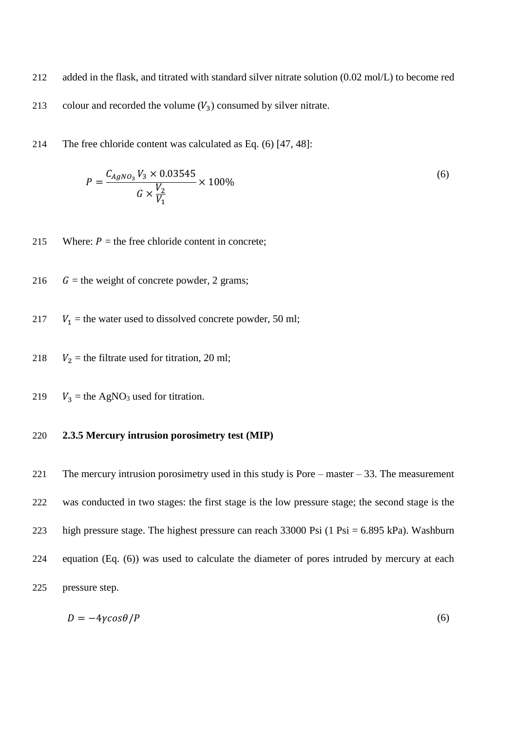added in the flask, and titrated with standard silver nitrate solution (0.02 mol/L) to become red colour and recorded the volume ($V_3$) consumed by silver nitrate.

The free chloride content was calculated as Eq. (6) [47, 48]:

$$P = \frac{C_{AgNO_3} V_3 \times 0.03545}{G \times \frac{V_2}{V_1}} \times 100\% \tag{6}$$

Where: $P$ = the free chloride content in concrete;

$G$ = the weight of concrete powder, 2 grams;

$V_1$ = the water used to dissolved concrete powder, 50 ml;

$V_2$ = the filtrate used for titration, 20 ml;

$V_3$ = the $AgNO_3$ used for titration.

### 2.3.5 Mercury intrusion porosimetry test (MIP)

The mercury intrusion porosimetry used in this study is Pore – master – 33. The measurement was conducted in two stages: the first stage is the low pressure stage; the second stage is the high pressure stage. The highest pressure can reach 33000 Psi (1 Psi = 6.895 kPa). Washburn equation (Eq. (6)) was used to calculate the diameter of pores intruded by mercury at each pressure step.

$$D = -4\gamma cos\theta / P \tag{6}$$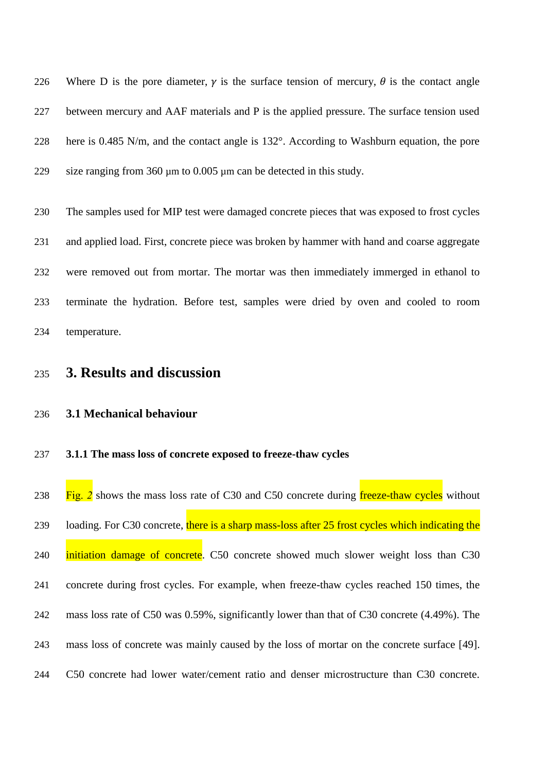Where D is the pore diameter, $\gamma$ is the surface tension of mercury, $\theta$ is the contact angle between mercury and AAF materials and P is the applied pressure. The surface tension used here is 0.485 N/m, and the contact angle is 132°. According to Washburn equation, the pore size ranging from 360 μm to 0.005 μm can be detected in this study.

The samples used for MIP test were damaged concrete pieces that was exposed to frost cycles and applied load. First, concrete piece was broken by hammer with hand and coarse aggregate were removed out from mortar. The mortar was then immediately immerged in ethanol to terminate the hydration. Before test, samples were dried by oven and cooled to room temperature.

# 3. Results and discussion

## 3.1 Mechanical behaviour

### 3.1.1 The mass loss of concrete exposed to freeze-thaw cycles

Fig. 2 shows the mass loss rate of C30 and C50 concrete during freeze-thaw cycles without loading. For C30 concrete, there is a sharp mass-loss after 25 frost cycles which indicating the initiation damage of concrete. C50 concrete showed much slower weight loss than C30 concrete during frost cycles. For example, when freeze-thaw cycles reached 150 times, the mass loss rate of C50 was 0.59%, significantly lower than that of C30 concrete (4.49%). The mass loss of concrete was mainly caused by the loss of mortar on the concrete surface [49]. C50 concrete had lower water/cement ratio and denser microstructure than C30 concrete.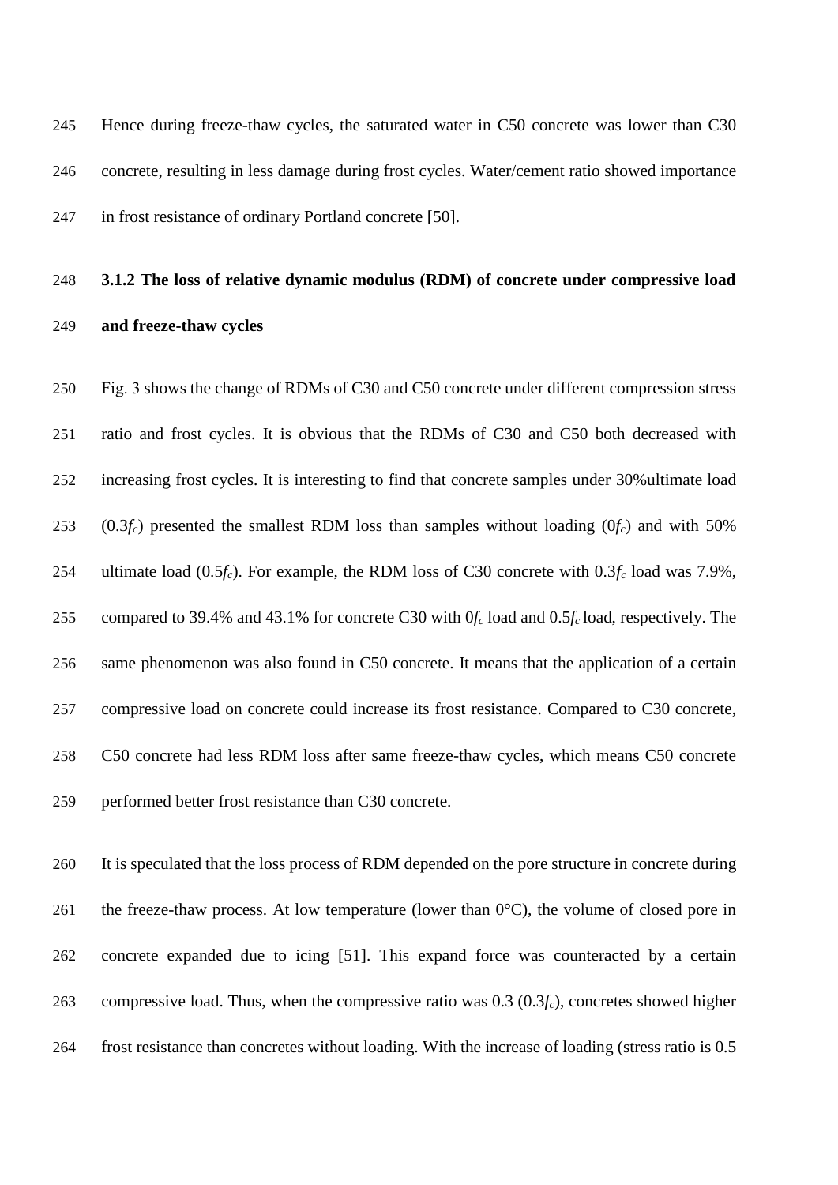Hence during freeze-thaw cycles, the saturated water in C50 concrete was lower than C30 concrete, resulting in less damage during frost cycles. Water/cement ratio showed importance in frost resistance of ordinary Portland concrete [50].

### 3.1.2 The loss of relative dynamic modulus (RDM) of concrete under compressive load and freeze-thaw cycles

Fig. 3 shows the change of RDMs of C30 and C50 concrete under different compression stress ratio and frost cycles. It is obvious that the RDMs of C30 and C50 both decreased with increasing frost cycles. It is interesting to find that concrete samples under 30%ultimate load ($0.3f_c$) presented the smallest RDM loss than samples without loading ($0f_c$) and with 50% ultimate load ($0.5f_c$). For example, the RDM loss of C30 concrete with $0.3f_c$ load was 7.9%, compared to 39.4% and 43.1% for concrete C30 with $0f_c$ load and $0.5f_c$ load, respectively. The same phenomenon was also found in C50 concrete. It means that the application of a certain compressive load on concrete could increase its frost resistance. Compared to C30 concrete, C50 concrete had less RDM loss after same freeze-thaw cycles, which means C50 concrete performed better frost resistance than C30 concrete.

It is speculated that the loss process of RDM depended on the pore structure in concrete during the freeze-thaw process. At low temperature (lower than 0°C), the volume of closed pore in concrete expanded due to icing [51]. This expand force was counteracted by a certain compressive load. Thus, when the compressive ratio was 0.3 ($0.3f_c$), concretes showed higher frost resistance than concretes without loading. With the increase of loading (stress ratio is 0.5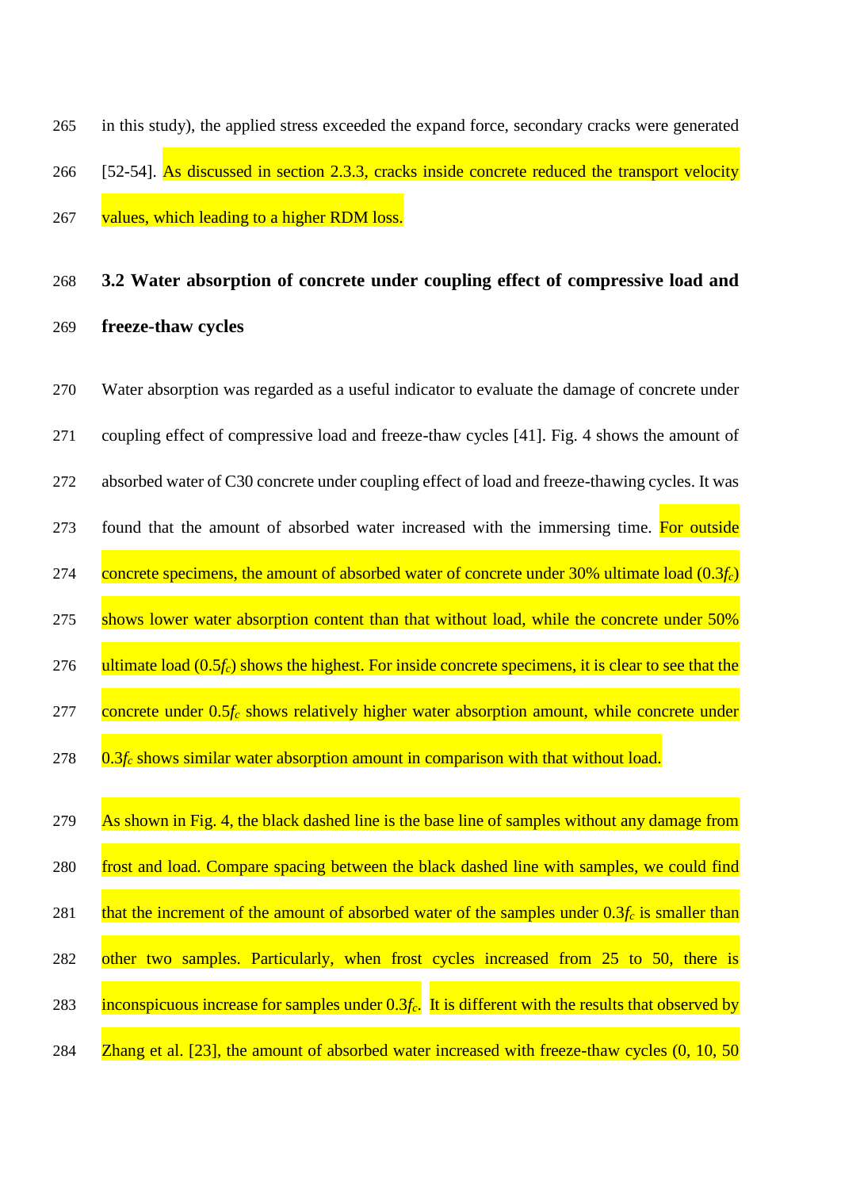in this study), the applied stress exceeded the expand force, secondary cracks were generated [52-54]. As discussed in section 2.3.3, cracks inside concrete reduced the transport velocity values, which leading to a higher RDM loss.

## 3.2 Water absorption of concrete under coupling effect of compressive load and freeze-thaw cycles

Water absorption was regarded as a useful indicator to evaluate the damage of concrete under coupling effect of compressive load and freeze-thaw cycles [41]. Fig. 4 shows the amount of absorbed water of C30 concrete under coupling effect of load and freeze-thawing cycles. It was found that the amount of absorbed water increased with the immersing time. For outside concrete specimens, the amount of absorbed water of concrete under 30% ultimate load ($0.3f_c$) shows lower water absorption content than that without load, while the concrete under 50% ultimate load ($0.5f_c$) shows the highest. For inside concrete specimens, it is clear to see that the concrete under $0.5f_c$ shows relatively higher water absorption amount, while concrete under $0.3f_c$ shows similar water absorption amount in comparison with that without load.

As shown in Fig. 4, the black dashed line is the base line of samples without any damage from frost and load. Compare spacing between the black dashed line with samples, we could find that the increment of the amount of absorbed water of the samples under $0.3f_c$ is smaller than other two samples. Particularly, when frost cycles increased from 25 to 50, there is inconspicuous increase for samples under $0.3f_c$. It is different with the results that observed by Zhang et al. [23], the amount of absorbed water increased with freeze-thaw cycles (0, 10, 50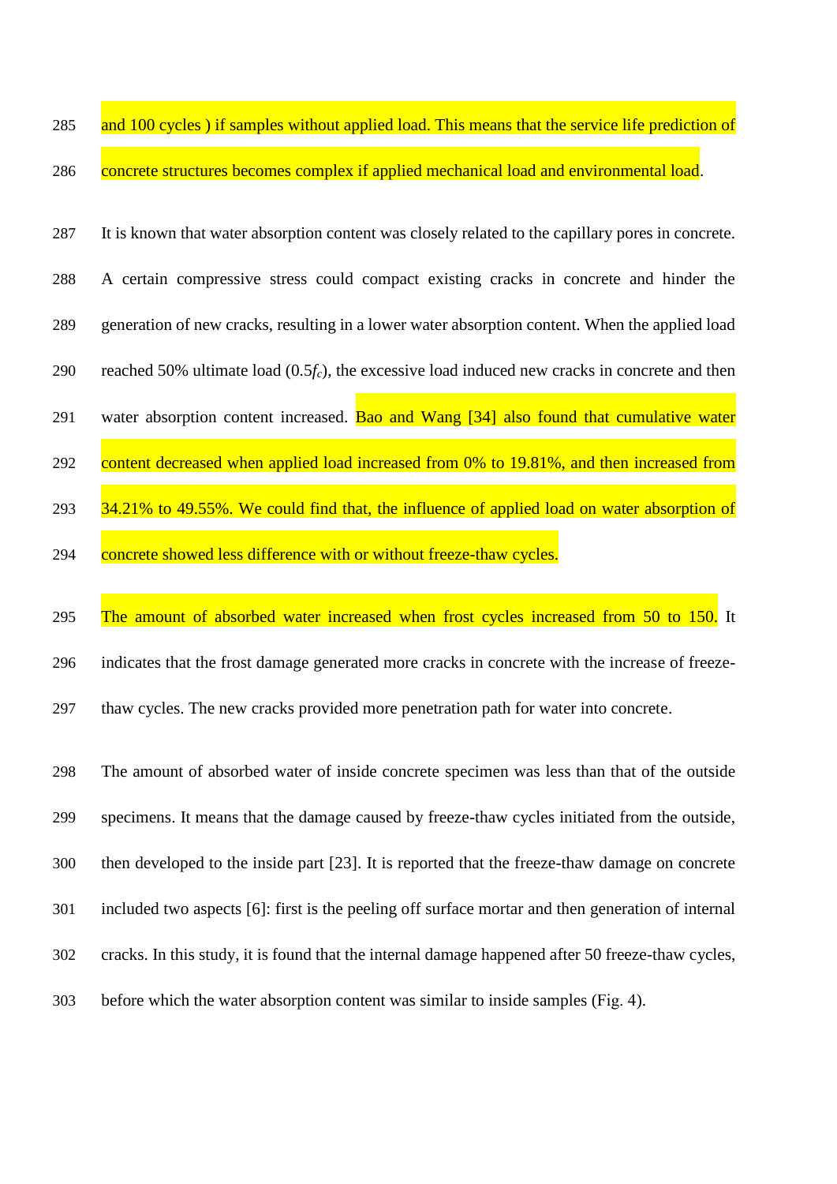and 100 cycles ) if samples without applied load. This means that the service life prediction of concrete structures becomes complex if applied mechanical load and environmental load.

It is known that water absorption content was closely related to the capillary pores in concrete. A certain compressive stress could compact existing cracks in concrete and hinder the generation of new cracks, resulting in a lower water absorption content. When the applied load reached 50% ultimate load ($0.5f_c$), the excessive load induced new cracks in concrete and then water absorption content increased. Bao and Wang [34] also found that cumulative water content decreased when applied load increased from 0% to 19.81%, and then increased from 34.21% to 49.55%. We could find that, the influence of applied load on water absorption of concrete showed less difference with or without freeze-thaw cycles.

The amount of absorbed water increased when frost cycles increased from 50 to 150. It indicates that the frost damage generated more cracks in concrete with the increase of freeze-thaw cycles. The new cracks provided more penetration path for water into concrete.

The amount of absorbed water of inside concrete specimen was less than that of the outside specimens. It means that the damage caused by freeze-thaw cycles initiated from the outside, then developed to the inside part [23]. It is reported that the freeze-thaw damage on concrete included two aspects [6]: first is the peeling off surface mortar and then generation of internal cracks. In this study, it is found that the internal damage happened after 50 freeze-thaw cycles, before which the water absorption content was similar to inside samples (Fig. 4).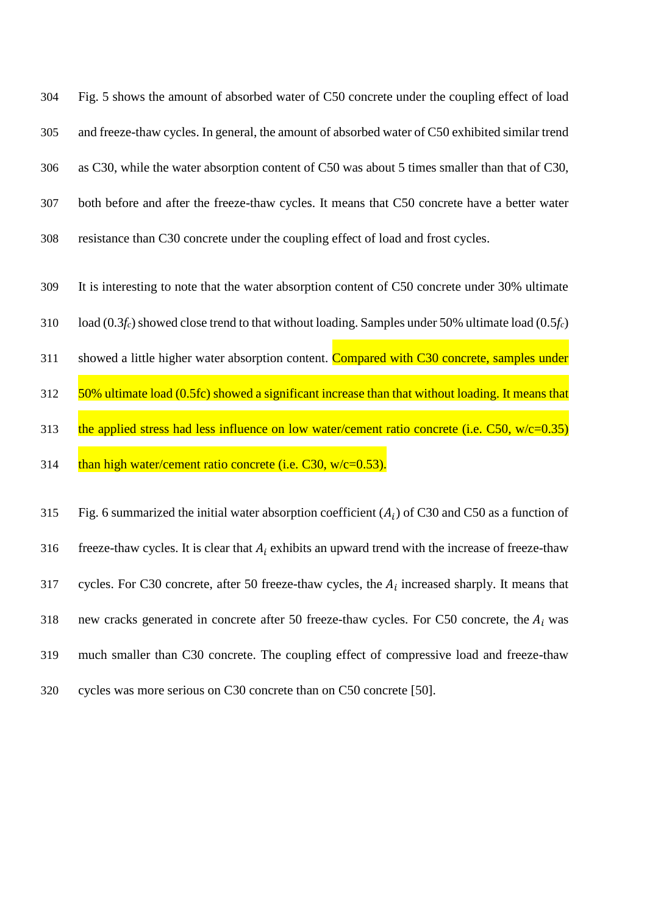Fig. 5 shows the amount of absorbed water of C50 concrete under the coupling effect of load and freeze-thaw cycles. In general, the amount of absorbed water of C50 exhibited similar trend as C30, while the water absorption content of C50 was about 5 times smaller than that of C30, both before and after the freeze-thaw cycles. It means that C50 concrete have a better water resistance than C30 concrete under the coupling effect of load and frost cycles.

It is interesting to note that the water absorption content of C50 concrete under 30% ultimate load ($0.3f_c$) showed close trend to that without loading. Samples under 50% ultimate load ($0.5f_c$) showed a little higher water absorption content. Compared with C30 concrete, samples under 50% ultimate load (0.5fc) showed a significant increase than that without loading. It means that the applied stress had less influence on low water/cement ratio concrete (i.e. C50, w/c=0.35) than high water/cement ratio concrete (i.e. C30, w/c=0.53).

Fig. 6 summarized the initial water absorption coefficient ($A_i$) of C30 and C50 as a function of freeze-thaw cycles. It is clear that $A_i$ exhibits an upward trend with the increase of freeze-thaw cycles. For C30 concrete, after 50 freeze-thaw cycles, the $A_i$ increased sharply. It means that new cracks generated in concrete after 50 freeze-thaw cycles. For C50 concrete, the $A_i$ was much smaller than C30 concrete. The coupling effect of compressive load and freeze-thaw cycles was more serious on C30 concrete than on C50 concrete [50].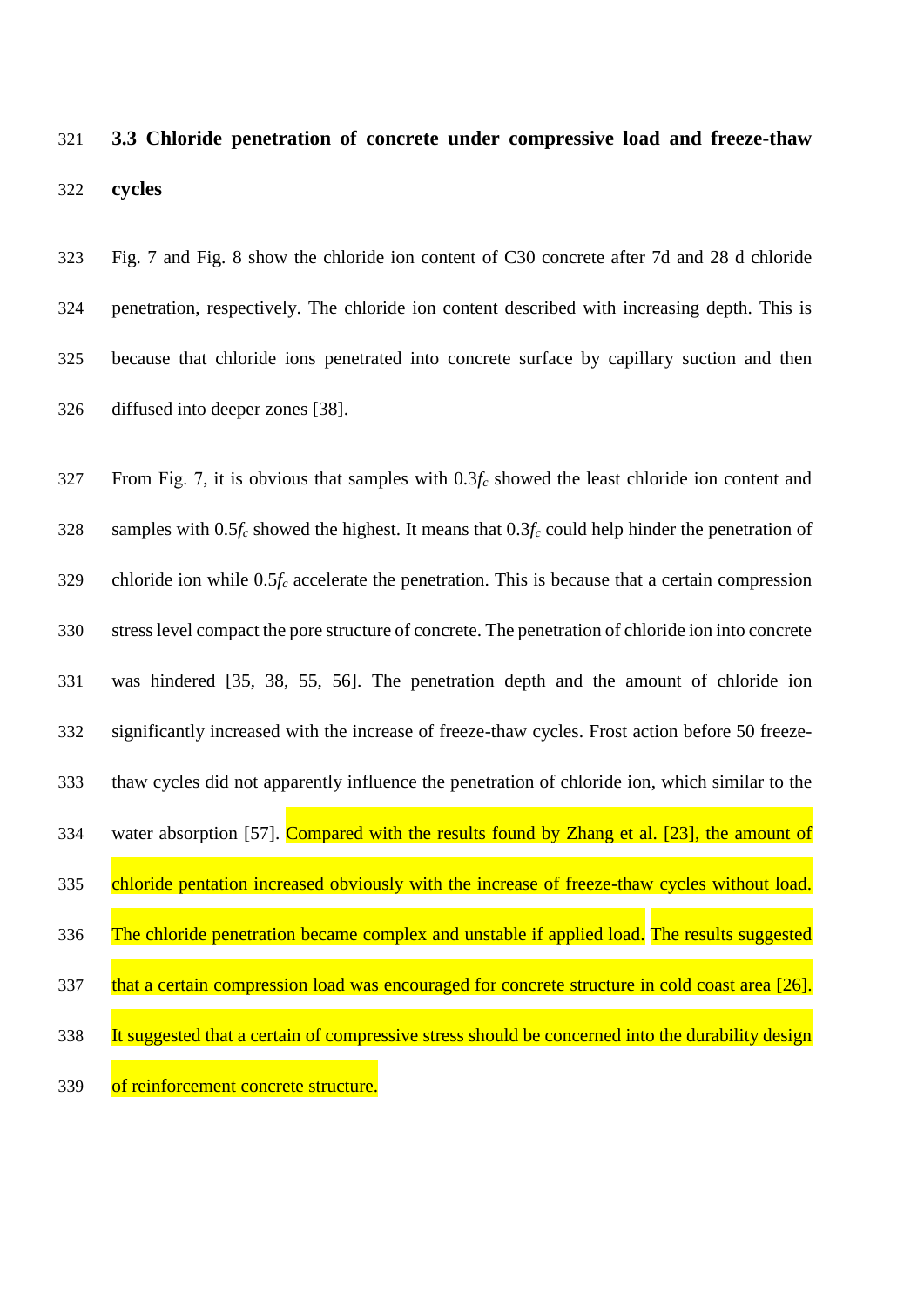### 3.3 Chloride penetration of concrete under compressive load and freeze-thaw cycles

Fig. 7 and Fig. 8 show the chloride ion content of C30 concrete after 7d and 28 d chloride penetration, respectively. The chloride ion content described with increasing depth. This is because that chloride ions penetrated into concrete surface by capillary suction and then diffused into deeper zones [38].

From Fig. 7, it is obvious that samples with 0.3$f_c$ showed the least chloride ion content and samples with 0.5$f_c$ showed the highest. It means that 0.3$f_c$ could help hinder the penetration of chloride ion while 0.5$f_c$ accelerate the penetration. This is because that a certain compression stress level compact the pore structure of concrete. The penetration of chloride ion into concrete was hindered [35, 38, 55, 56]. The penetration depth and the amount of chloride ion significantly increased with the increase of freeze-thaw cycles. Frost action before 50 freeze-thaw cycles did not apparently influence the penetration of chloride ion, which similar to the water absorption [57]. Compared with the results found by Zhang et al. [23], the amount of chloride pentation increased obviously with the increase of freeze-thaw cycles without load. The chloride penetration became complex and unstable if applied load. The results suggested that a certain compression load was encouraged for concrete structure in cold coast area [26]. It suggested that a certain of compressive stress should be concerned into the durability design of reinforcement concrete structure.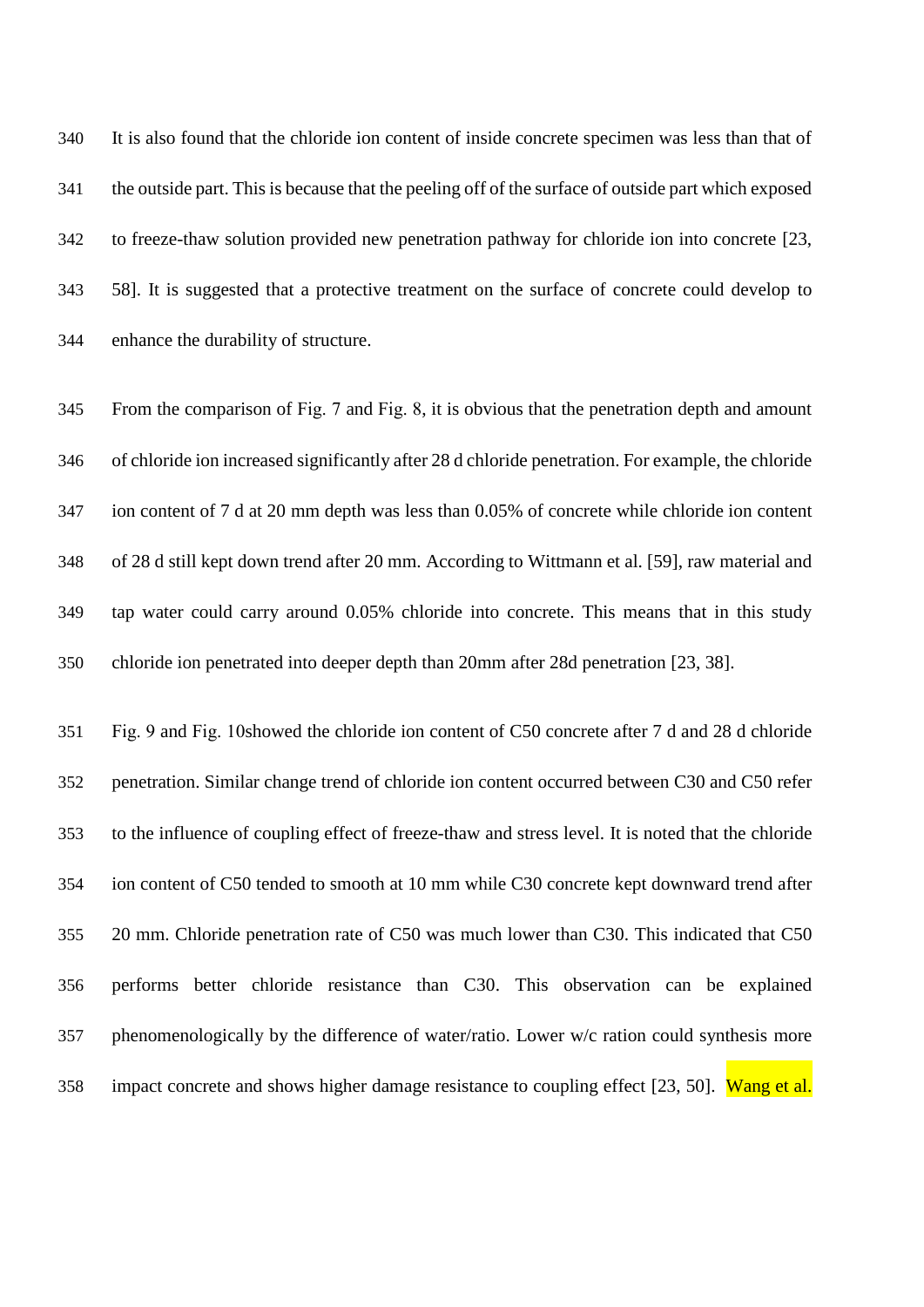It is also found that the chloride ion content of inside concrete specimen was less than that of the outside part. This is because that the peeling off of the surface of outside part which exposed to freeze-thaw solution provided new penetration pathway for chloride ion into concrete [23, 58]. It is suggested that a protective treatment on the surface of concrete could develop to enhance the durability of structure.

From the comparison of Fig. 7 and Fig. 8, it is obvious that the penetration depth and amount of chloride ion increased significantly after 28 d chloride penetration. For example, the chloride ion content of 7 d at 20 mm depth was less than 0.05% of concrete while chloride ion content of 28 d still kept down trend after 20 mm. According to Wittmann et al. [59], raw material and tap water could carry around 0.05% chloride into concrete. This means that in this study chloride ion penetrated into deeper depth than 20mm after 28d penetration [23, 38].

Fig. 9 and Fig. 10showed the chloride ion content of C50 concrete after 7 d and 28 d chloride penetration. Similar change trend of chloride ion content occurred between C30 and C50 refer to the influence of coupling effect of freeze-thaw and stress level. It is noted that the chloride ion content of C50 tended to smooth at 10 mm while C30 concrete kept downward trend after 20 mm. Chloride penetration rate of C50 was much lower than C30. This indicated that C50 performs better chloride resistance than C30. This observation can be explained phenomenologically by the difference of water/ratio. Lower w/c ration could synthesis more impact concrete and shows higher damage resistance to coupling effect [23, 50]. Wang et al.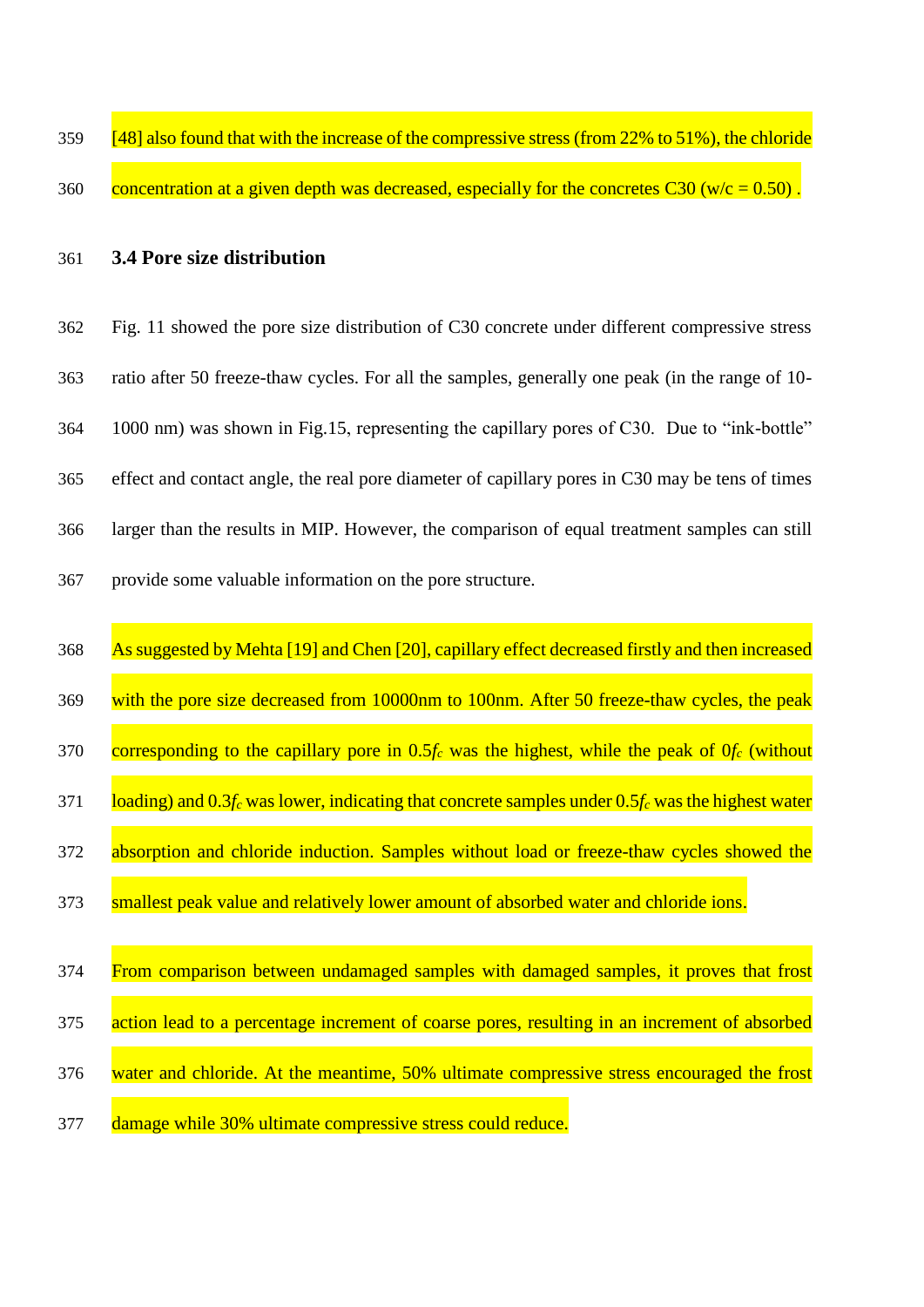[48] also found that with the increase of the compressive stress (from 22% to 51%), the chloride concentration at a given depth was decreased, especially for the concretes C30 (w/c = 0.50) .

### 3.4 Pore size distribution

Fig. 11 showed the pore size distribution of C30 concrete under different compressive stress ratio after 50 freeze-thaw cycles. For all the samples, generally one peak (in the range of 10-1000 nm) was shown in Fig.15, representing the capillary pores of C30. Due to "ink-bottle" effect and contact angle, the real pore diameter of capillary pores in C30 may be tens of times larger than the results in MIP. However, the comparison of equal treatment samples can still provide some valuable information on the pore structure.

As suggested by Mehta [19] and Chen [20], capillary effect decreased firstly and then increased with the pore size decreased from 10000nm to 100nm. After 50 freeze-thaw cycles, the peak corresponding to the capillary pore in $0.5f_c$ was the highest, while the peak of $0f_c$ (without loading) and $0.3f_c$ was lower, indicating that concrete samples under $0.5f_c$ was the highest water absorption and chloride induction. Samples without load or freeze-thaw cycles showed the smallest peak value and relatively lower amount of absorbed water and chloride ions.

From comparison between undamaged samples with damaged samples, it proves that frost action lead to a percentage increment of coarse pores, resulting in an increment of absorbed water and chloride. At the meantime, 50% ultimate compressive stress encouraged the frost damage while 30% ultimate compressive stress could reduce.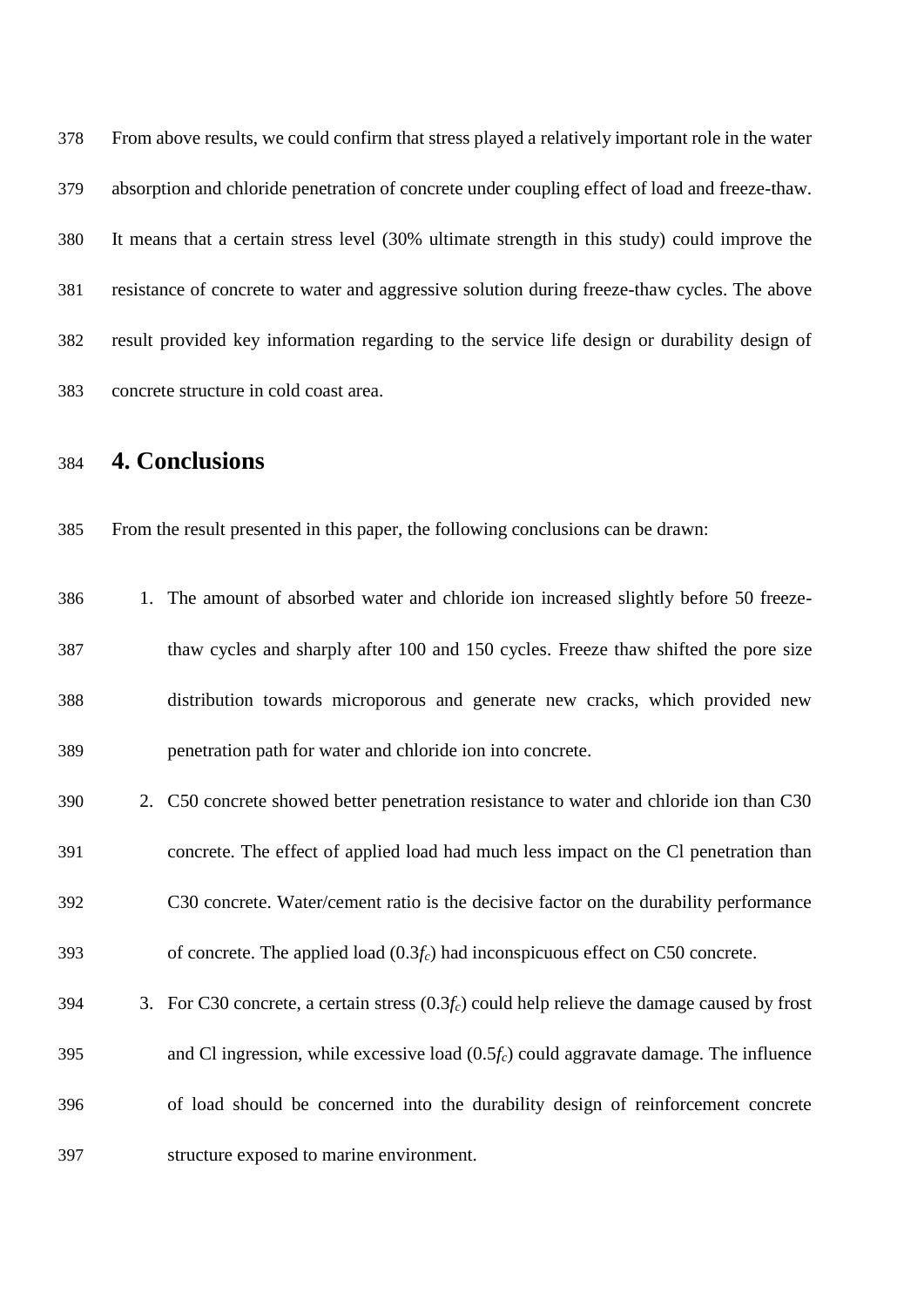From above results, we could confirm that stress played a relatively important role in the water absorption and chloride penetration of concrete under coupling effect of load and freeze-thaw. It means that a certain stress level (30% ultimate strength in this study) could improve the resistance of concrete to water and aggressive solution during freeze-thaw cycles. The above result provided key information regarding to the service life design or durability design of concrete structure in cold coast area.

# 4. Conclusions

From the result presented in this paper, the following conclusions can be drawn:

1. The amount of absorbed water and chloride ion increased slightly before 50 freeze-thaw cycles and sharply after 100 and 150 cycles. Freeze thaw shifted the pore size distribution towards microporous and generate new cracks, which provided new penetration path for water and chloride ion into concrete.
2. C50 concrete showed better penetration resistance to water and chloride ion than C30 concrete. The effect of applied load had much less impact on the Cl penetration than C30 concrete. Water/cement ratio is the decisive factor on the durability performance of concrete. The applied load ($0.3f_c$) had inconspicuous effect on C50 concrete.
3. For C30 concrete, a certain stress ($0.3f_c$) could help relieve the damage caused by frost and Cl ingression, while excessive load ($0.5f_c$) could aggravate damage. The influence of load should be concerned into the durability design of reinforcement concrete structure exposed to marine environment.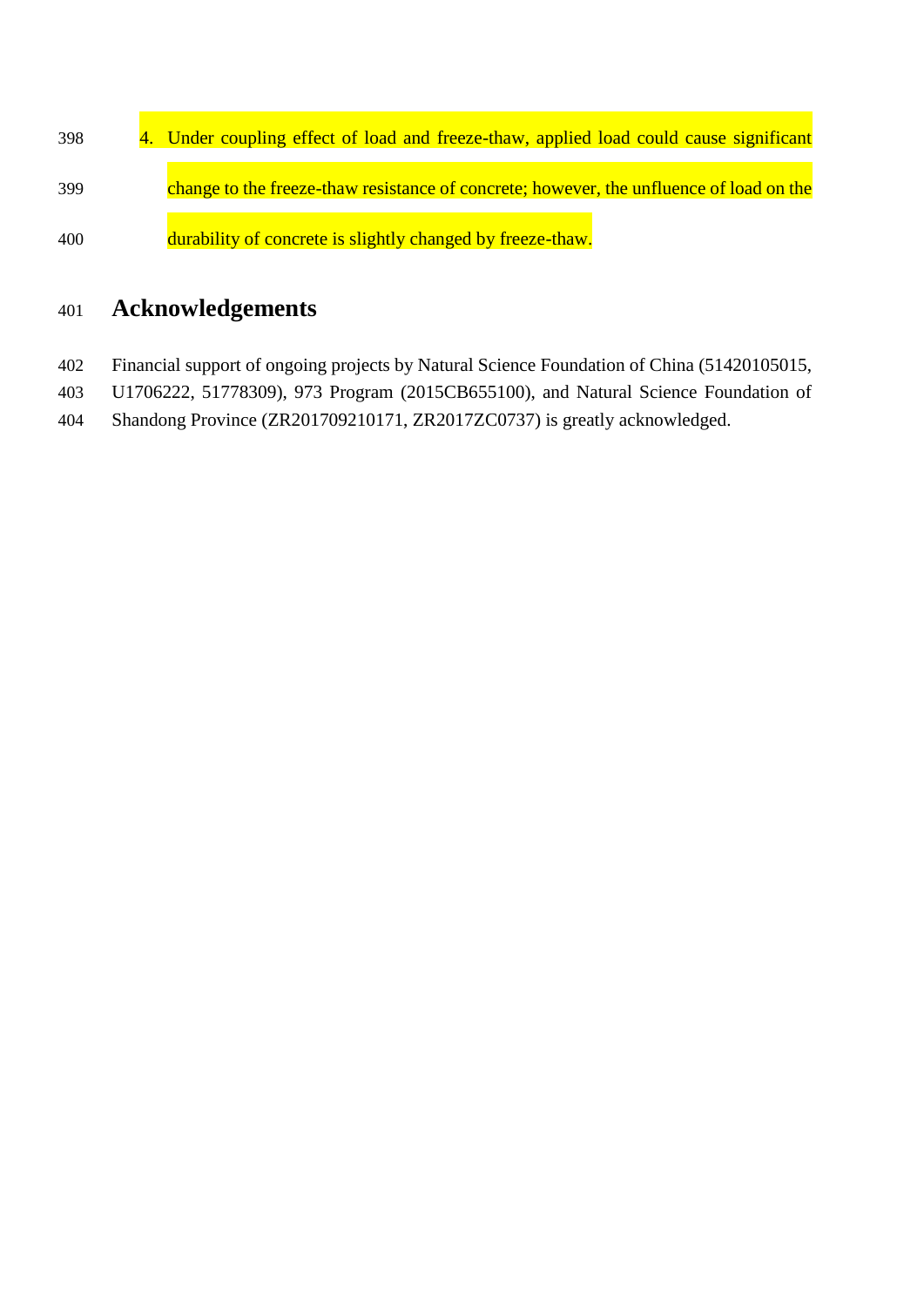4. Under coupling effect of load and freeze-thaw, applied load could cause significant change to the freeze-thaw resistance of concrete; however, the unfluence of load on the durability of concrete is slightly changed by freeze-thaw.

## Acknowledgements

Financial support of ongoing projects by Natural Science Foundation of China (51420105015, U1706222, 51778309), 973 Program (2015CB655100), and Natural Science Foundation of Shandong Province (ZR201709210171, ZR2017ZC0737) is greatly acknowledged.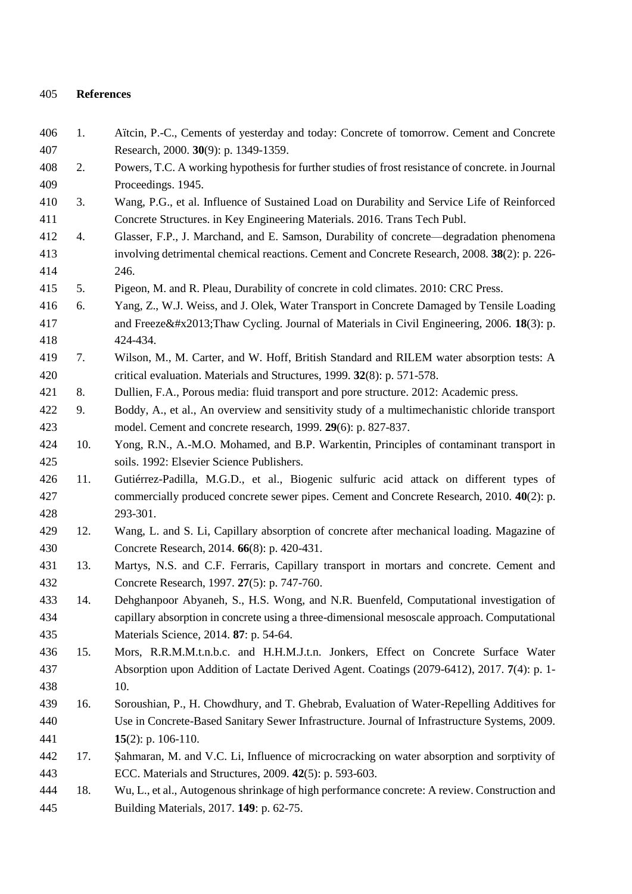## References

1. Aïtcin, P.-C., Cements of yesterday and today: Concrete of tomorrow. Cement and Concrete Research, 2000. **30**(9): p. 1349-1359.
2. Powers, T.C. A working hypothesis for further studies of frost resistance of concrete. in Journal Proceedings. 1945.
3. Wang, P.G., et al. Influence of Sustained Load on Durability and Service Life of Reinforced Concrete Structures. in Key Engineering Materials. 2016. Trans Tech Publ.
4. Glasser, F.P., J. Marchand, and E. Samson, Durability of concrete—degradation phenomena involving detrimental chemical reactions. Cement and Concrete Research, 2008. **38**(2): p. 226-246.
5. Pigeon, M. and R. Pleau, Durability of concrete in cold climates. 2010: CRC Press.
6. Yang, Z., W.J. Weiss, and J. Olek, Water Transport in Concrete Damaged by Tensile Loading and Freeze&#x2013;Thaw Cycling. Journal of Materials in Civil Engineering, 2006. **18**(3): p. 424-434.
7. Wilson, M., M. Carter, and W. Hoff, British Standard and RILEM water absorption tests: A critical evaluation. Materials and Structures, 1999. **32**(8): p. 571-578.
8. Dullien, F.A., Porous media: fluid transport and pore structure. 2012: Academic press.
9. Boddy, A., et al., An overview and sensitivity study of a multimechanistic chloride transport model. Cement and concrete research, 1999. **29**(6): p. 827-837.
10. Yong, R.N., A.-M.O. Mohamed, and B.P. Warkentin, Principles of contaminant transport in soils. 1992: Elsevier Science Publishers.
11. Gutiérrez-Padilla, M.G.D., et al., Biogenic sulfuric acid attack on different types of commercially produced concrete sewer pipes. Cement and Concrete Research, 2010. **40**(2): p. 293-301.
12. Wang, L. and S. Li, Capillary absorption of concrete after mechanical loading. Magazine of Concrete Research, 2014. **66**(8): p. 420-431.
13. Martys, N.S. and C.F. Ferraris, Capillary transport in mortars and concrete. Cement and Concrete Research, 1997. **27**(5): p. 747-760.
14. Dehghanpoor Abyaneh, S., H.S. Wong, and N.R. Buenfeld, Computational investigation of capillary absorption in concrete using a three-dimensional mesoscale approach. Computational Materials Science, 2014. **87**: p. 54-64.
15. Mors, R.R.M.M.t.n.b.c. and H.H.M.J.t.n. Jonkers, Effect on Concrete Surface Water Absorption upon Addition of Lactate Derived Agent. Coatings (2079-6412), 2017. **7**(4): p. 1-10.
16. Soroushian, P., H. Chowdhury, and T. Ghebrab, Evaluation of Water-Repelling Additives for Use in Concrete-Based Sanitary Sewer Infrastructure. Journal of Infrastructure Systems, 2009. **15**(2): p. 106-110.
17. Şahmaran, M. and V.C. Li, Influence of microcracking on water absorption and sorptivity of ECC. Materials and Structures, 2009. **42**(5): p. 593-603.
18. Wu, L., et al., Autogenous shrinkage of high performance concrete: A review. Construction and Building Materials, 2017. **149**: p. 62-75.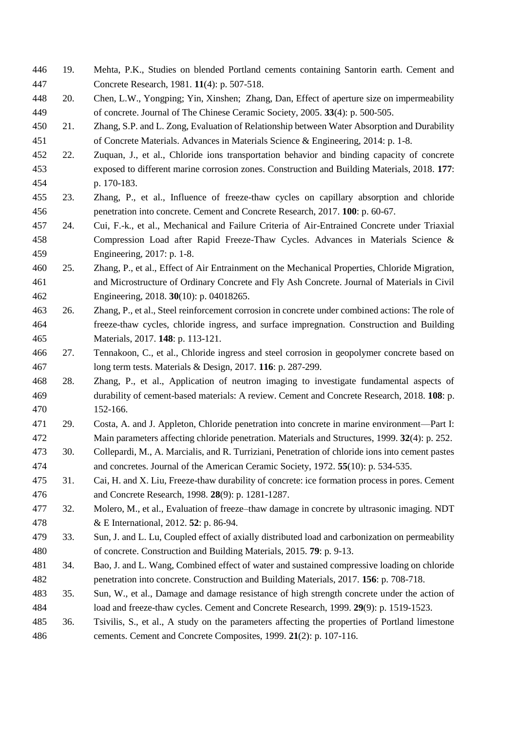19. Mehta, P.K., Studies on blended Portland cements containing Santorin earth. Cement and Concrete Research, 1981. **11**(4): p. 507-518.
20. Chen, L.W., Yongping; Yin, Xinshen; Zhang, Dan, Effect of aperture size on impermeability of concrete. Journal of The Chinese Ceramic Society, 2005. **33**(4): p. 500-505.
21. Zhang, S.P. and L. Zong, Evaluation of Relationship between Water Absorption and Durability of Concrete Materials. Advances in Materials Science & Engineering, 2014: p. 1-8.
22. Zuquan, J., et al., Chloride ions transportation behavior and binding capacity of concrete exposed to different marine corrosion zones. Construction and Building Materials, 2018. **177**: p. 170-183.
23. Zhang, P., et al., Influence of freeze-thaw cycles on capillary absorption and chloride penetration into concrete. Cement and Concrete Research, 2017. **100**: p. 60-67.
24. Cui, F.-k., et al., Mechanical and Failure Criteria of Air-Entrained Concrete under Triaxial Compression Load after Rapid Freeze-Thaw Cycles. Advances in Materials Science & Engineering, 2017: p. 1-8.
25. Zhang, P., et al., Effect of Air Entrainment on the Mechanical Properties, Chloride Migration, and Microstructure of Ordinary Concrete and Fly Ash Concrete. Journal of Materials in Civil Engineering, 2018. **30**(10): p. 04018265.
26. Zhang, P., et al., Steel reinforcement corrosion in concrete under combined actions: The role of freeze-thaw cycles, chloride ingress, and surface impregnation. Construction and Building Materials, 2017. **148**: p. 113-121.
27. Tennakoon, C., et al., Chloride ingress and steel corrosion in geopolymer concrete based on long term tests. Materials & Design, 2017. **116**: p. 287-299.
28. Zhang, P., et al., Application of neutron imaging to investigate fundamental aspects of durability of cement-based materials: A review. Cement and Concrete Research, 2018. **108**: p. 152-166.
29. Costa, A. and J. Appleton, Chloride penetration into concrete in marine environment—Part I: Main parameters affecting chloride penetration. Materials and Structures, 1999. **32**(4): p. 252.
30. Collepardi, M., A. Marcialis, and R. Turriziani, Penetration of chloride ions into cement pastes and concretes. Journal of the American Ceramic Society, 1972. **55**(10): p. 534-535.
31. Cai, H. and X. Liu, Freeze-thaw durability of concrete: ice formation process in pores. Cement and Concrete Research, 1998. **28**(9): p. 1281-1287.
32. Molero, M., et al., Evaluation of freeze–thaw damage in concrete by ultrasonic imaging. NDT & E International, 2012. **52**: p. 86-94.
33. Sun, J. and L. Lu, Coupled effect of axially distributed load and carbonization on permeability of concrete. Construction and Building Materials, 2015. **79**: p. 9-13.
34. Bao, J. and L. Wang, Combined effect of water and sustained compressive loading on chloride penetration into concrete. Construction and Building Materials, 2017. **156**: p. 708-718.
35. Sun, W., et al., Damage and damage resistance of high strength concrete under the action of load and freeze-thaw cycles. Cement and Concrete Research, 1999. **29**(9): p. 1519-1523.
36. Tsivilis, S., et al., A study on the parameters affecting the properties of Portland limestone cements. Cement and Concrete Composites, 1999. **21**(2): p. 107-116.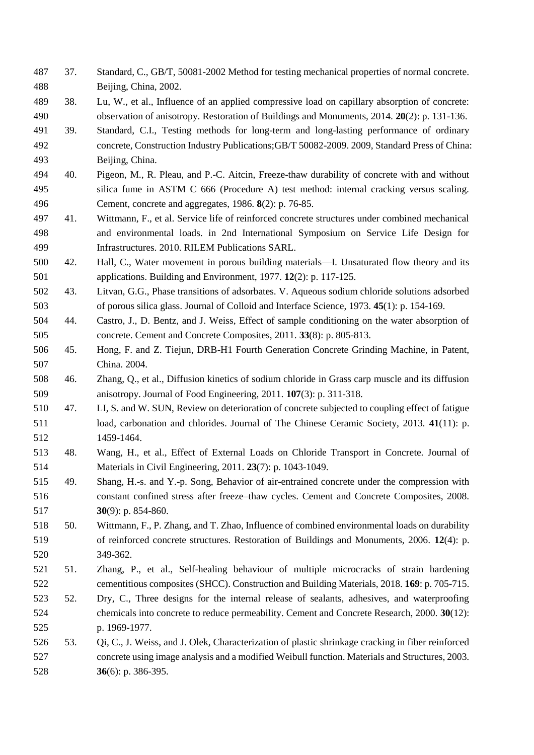37. Standard, C., GB/T, 50081-2002 Method for testing mechanical properties of normal concrete. Beijing, China, 2002.
38. Lu, W., et al., Influence of an applied compressive load on capillary absorption of concrete: observation of anisotropy. Restoration of Buildings and Monuments, 2014. **20**(2): p. 131-136.
39. Standard, C.I., Testing methods for long-term and long-lasting performance of ordinary concrete, Construction Industry Publications;GB/T 50082-2009. 2009, Standard Press of China: Beijing, China.
40. Pigeon, M., R. Pleau, and P.-C. Aitcin, Freeze-thaw durability of concrete with and without silica fume in ASTM C 666 (Procedure A) test method: internal cracking versus scaling. Cement, concrete and aggregates, 1986. **8**(2): p. 76-85.
41. Wittmann, F., et al. Service life of reinforced concrete structures under combined mechanical and environmental loads. in 2nd International Symposium on Service Life Design for Infrastructures. 2010. RILEM Publications SARL.
42. Hall, C., Water movement in porous building materials—I. Unsaturated flow theory and its applications. Building and Environment, 1977. **12**(2): p. 117-125.
43. Litvan, G.G., Phase transitions of adsorbates. V. Aqueous sodium chloride solutions adsorbed of porous silica glass. Journal of Colloid and Interface Science, 1973. **45**(1): p. 154-169.
44. Castro, J., D. Bentz, and J. Weiss, Effect of sample conditioning on the water absorption of concrete. Cement and Concrete Composites, 2011. **33**(8): p. 805-813.
45. Hong, F. and Z. Tiejun, DRB-H1 Fourth Generation Concrete Grinding Machine, in Patent, China. 2004.
46. Zhang, Q., et al., Diffusion kinetics of sodium chloride in Grass carp muscle and its diffusion anisotropy. Journal of Food Engineering, 2011. **107**(3): p. 311-318.
47. LI, S. and W. SUN, Review on deterioration of concrete subjected to coupling effect of fatigue load, carbonation and chlorides. Journal of The Chinese Ceramic Society, 2013. **41**(11): p. 1459-1464.
48. Wang, H., et al., Effect of External Loads on Chloride Transport in Concrete. Journal of Materials in Civil Engineering, 2011. **23**(7): p. 1043-1049.
49. Shang, H.-s. and Y.-p. Song, Behavior of air-entrained concrete under the compression with constant confined stress after freeze–thaw cycles. Cement and Concrete Composites, 2008. **30**(9): p. 854-860.
50. Wittmann, F., P. Zhang, and T. Zhao, Influence of combined environmental loads on durability of reinforced concrete structures. Restoration of Buildings and Monuments, 2006. **12**(4): p. 349-362.
51. Zhang, P., et al., Self-healing behaviour of multiple microcracks of strain hardening cementitious composites (SHCC). Construction and Building Materials, 2018. **169**: p. 705-715.
52. Dry, C., Three designs for the internal release of sealants, adhesives, and waterproofing chemicals into concrete to reduce permeability. Cement and Concrete Research, 2000. **30**(12): p. 1969-1977.
53. Qi, C., J. Weiss, and J. Olek, Characterization of plastic shrinkage cracking in fiber reinforced concrete using image analysis and a modified Weibull function. Materials and Structures, 2003. **36**(6): p. 386-395.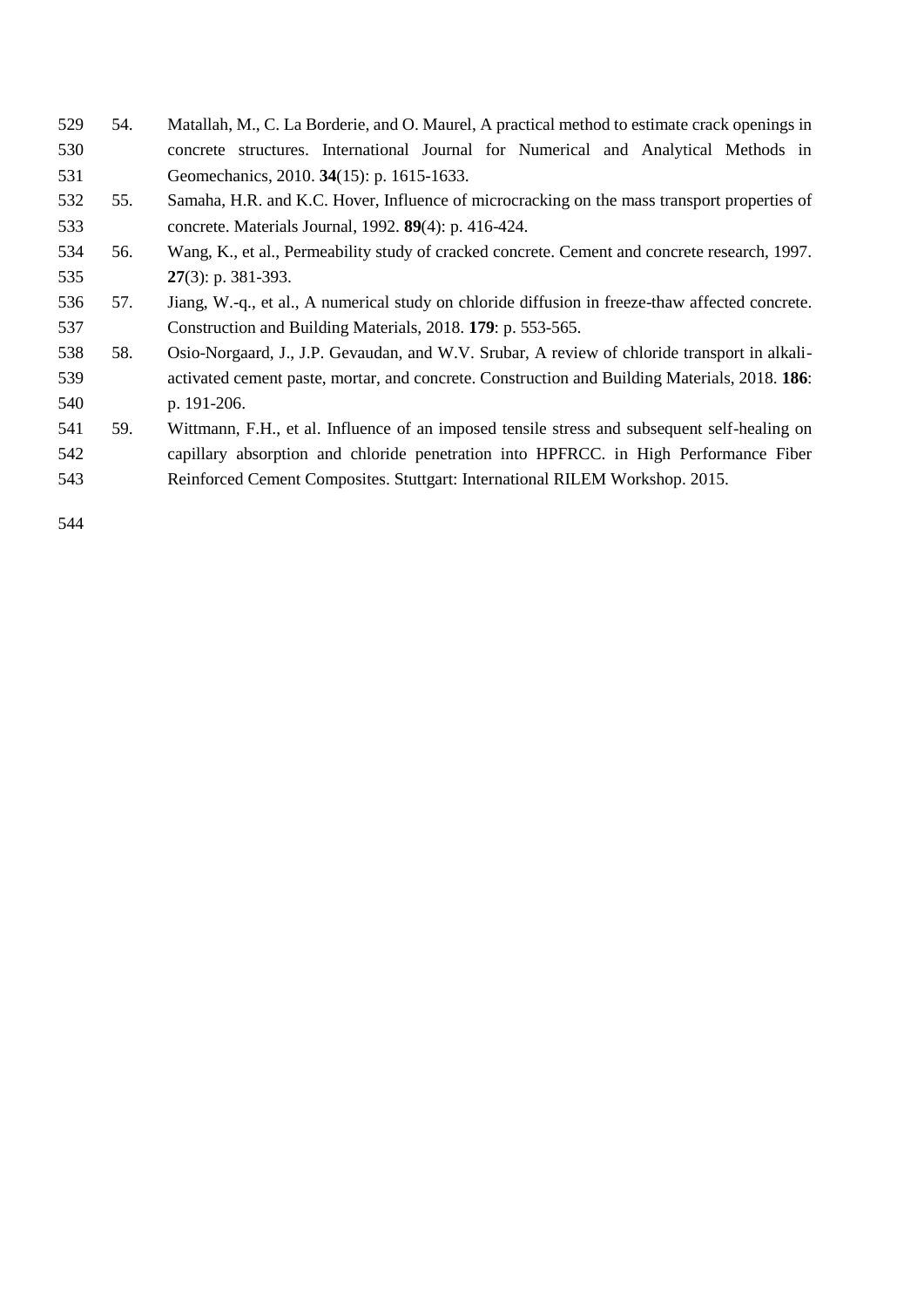54. Matallah, M., C. La Borderie, and O. Maurel, A practical method to estimate crack openings in concrete structures. International Journal for Numerical and Analytical Methods in Geomechanics, 2010. **34**(15): p. 1615-1633.
55. Samaha, H.R. and K.C. Hover, Influence of microcracking on the mass transport properties of concrete. Materials Journal, 1992. **89**(4): p. 416-424.
56. Wang, K., et al., Permeability study of cracked concrete. Cement and concrete research, 1997. **27**(3): p. 381-393.
57. Jiang, W.-q., et al., A numerical study on chloride diffusion in freeze-thaw affected concrete. Construction and Building Materials, 2018. **179**: p. 553-565.
58. Osio-Norgaard, J., J.P. Gevaudan, and W.V. Srubar, A review of chloride transport in alkali-activated cement paste, mortar, and concrete. Construction and Building Materials, 2018. **186**: p. 191-206.
59. Wittmann, F.H., et al. Influence of an imposed tensile stress and subsequent self-healing on capillary absorption and chloride penetration into HPFRCC. in High Performance Fiber Reinforced Cement Composites. Stuttgart: International RILEM Workshop. 2015.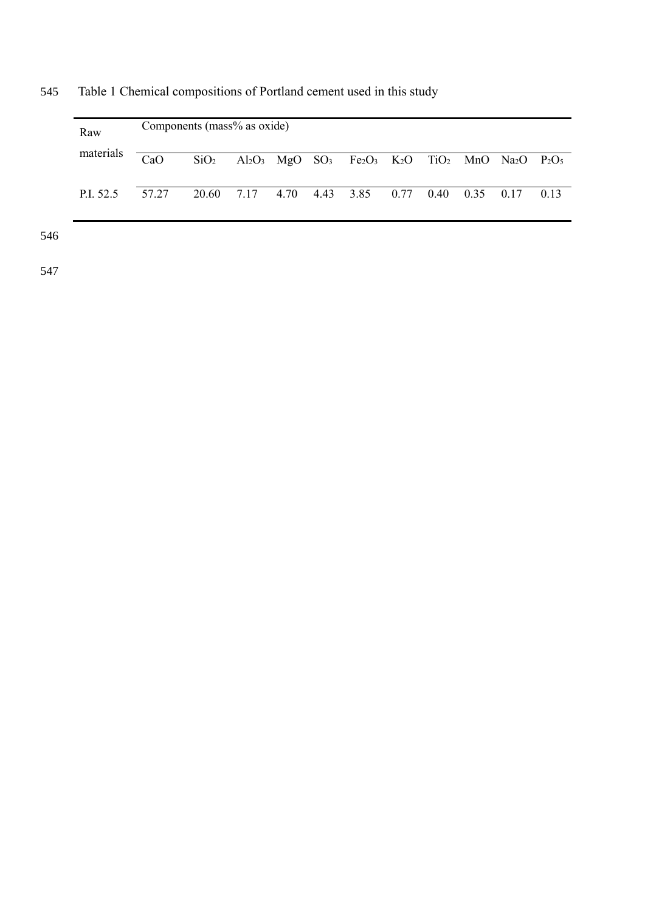Table 1 Chemical compositions of Portland cement used in this study

| Raw materials | Components (mass% as oxide) | | | | | | | | | | |
|---|---|---|---|---|---|---|---|---|---|---|---|
| | CaO | $SiO_2$ | $Al_2O_3$ | MgO | $SO_3$ | $Fe_2O_3$ | $K_2O$ | $TiO_2$ | MnO | $Na_2O$ | $P_2O_5$ |
| P.I. 52.5 | 57.27 | 20.60 | 7.17 | 4.70 | 4.43 | 3.85 | 0.77 | 0.40 | 0.35 | 0.17 | 0.13 |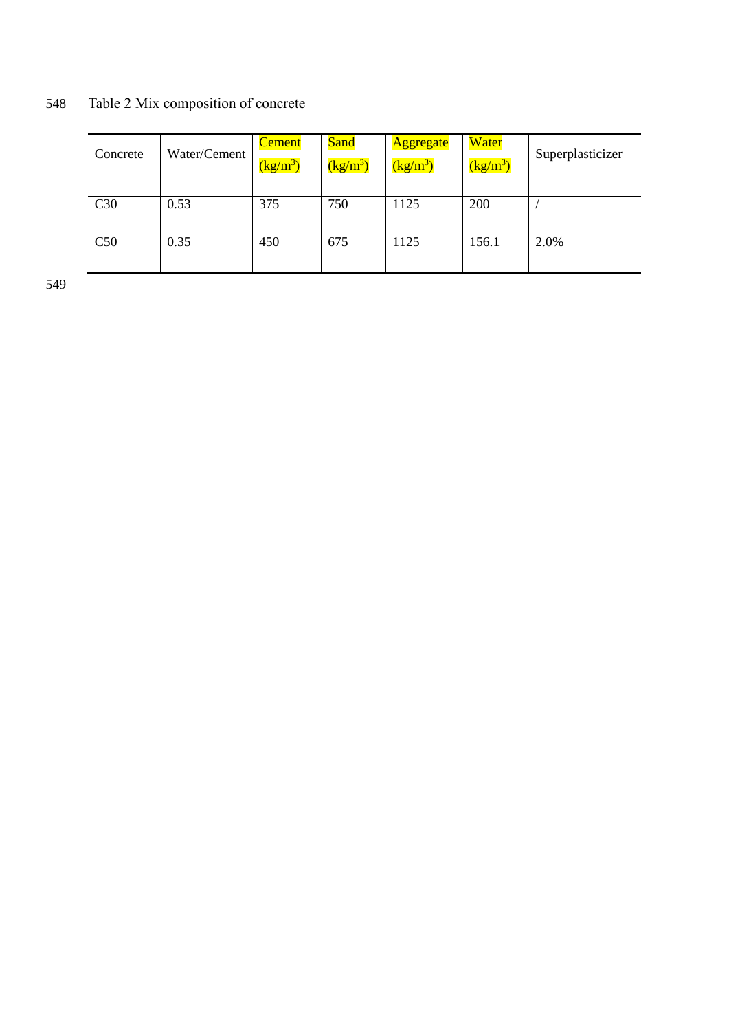Table 2 Mix composition of concrete

| Concrete | Water/Cement | Cement ($kg/m^3$) | Sand ($kg/m^3$) | Aggregate ($kg/m^3$) | Water ($kg/m^3$) | Superplasticizer |
|---|---|---|---|---|---|---|
| C30 | 0.53 | 375 | 750 | 1125 | 200 | / |
| C50 | 0.35 | 450 | 675 | 1125 | 156.1 | 2.0% |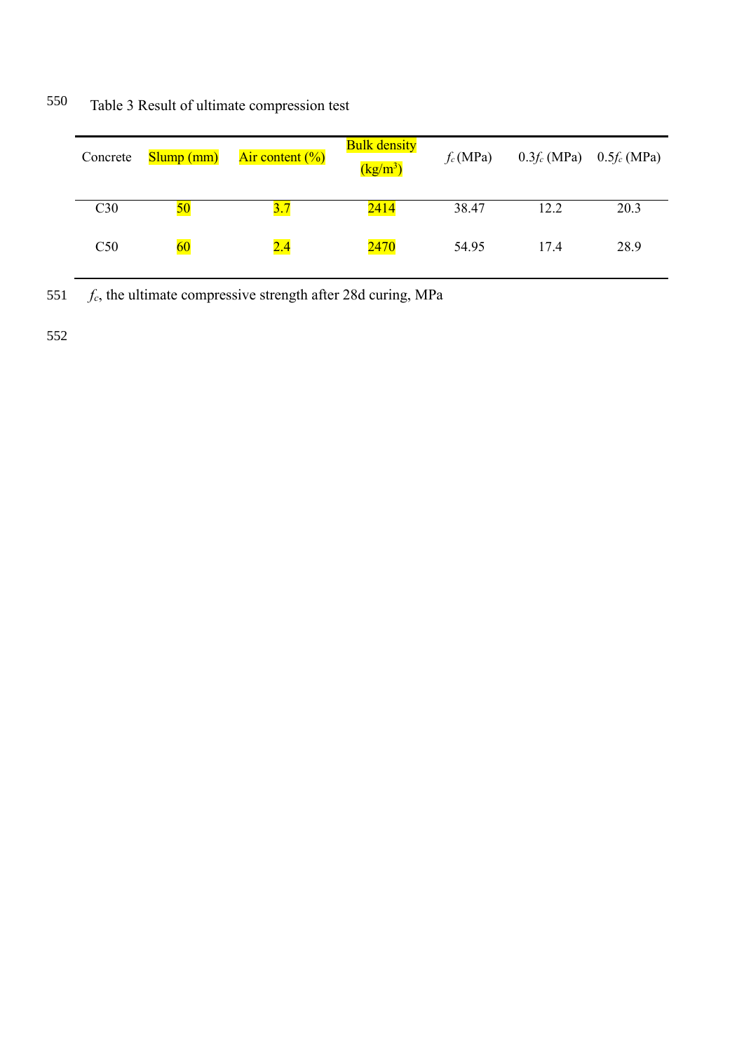Table 3 Result of ultimate compression test

| Concrete | Slump (mm) | Air content (%) | Bulk density (kg/m$^3$) | $f_c$ (MPa) | 0.3$f_c$ (MPa) | 0.5$f_c$ (MPa) |
|---|---|---|---|---|---|---|
| C30 | 50 | 3.7 | 2414 | 38.47 | 12.2 | 20.3 |
| C50 | 60 | 2.4 | 2470 | 54.95 | 17.4 | 28.9 |

$f_c$, the ultimate compressive strength after 28d curing, MPa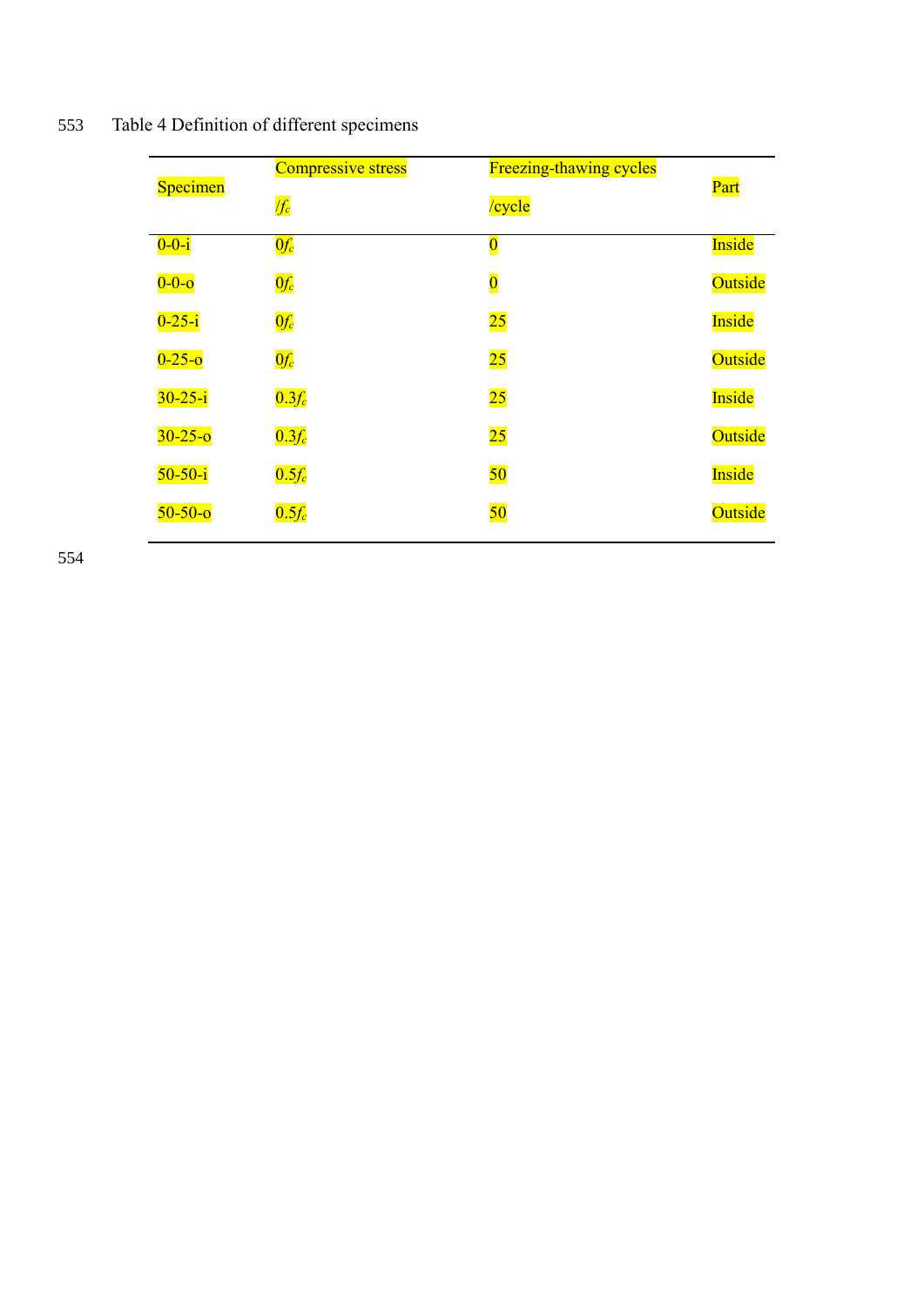Table 4 Definition of different specimens

| Specimen | Compressive stress /$f_c$ | Freezing-thawing cycles /cycle | Part |
| --- | --- | --- | --- |
| 0-0-i | $0f_c$ | 0 | Inside |
| 0-0-o | $0f_c$ | 0 | Outside |
| 0-25-i | $0f_c$ | 25 | Inside |
| 0-25-o | $0f_c$ | 25 | Outside |
| 30-25-i | $0.3f_c$ | 25 | Inside |
| 30-25-o | $0.3f_c$ | 25 | Outside |
| 50-50-i | $0.5f_c$ | 50 | Inside |
| 50-50-o | $0.5f_c$ | 50 | Outside |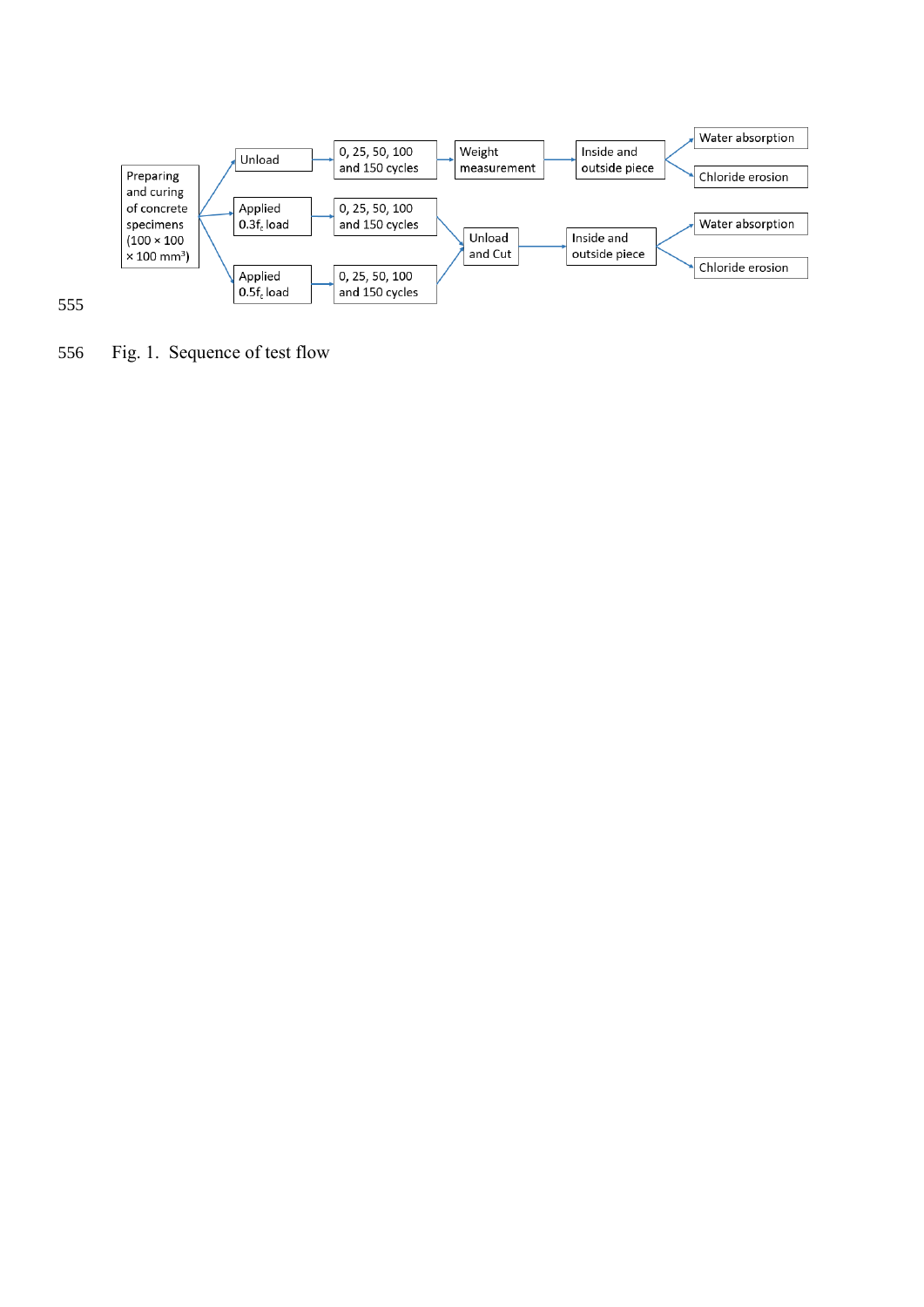Preparing and curing of concrete specimens (100 × 100 × 100 mm$^3$)

- Unload → 0, 25, 50, 100 and 150 cycles → Weight measurement → Inside and outside piece → Water absorption / Chloride erosion
- Applied 0.3$f_c$ load → 0, 25, 50, 100 and 150 cycles → Unload and Cut → Inside and outside piece → Water absorption / Chloride erosion
- Applied 0.5$f_c$ load → 0, 25, 50, 100 and 150 cycles → Unload and Cut → Inside and outside piece → Water absorption / Chloride erosion

Fig. 1. Sequence of test flow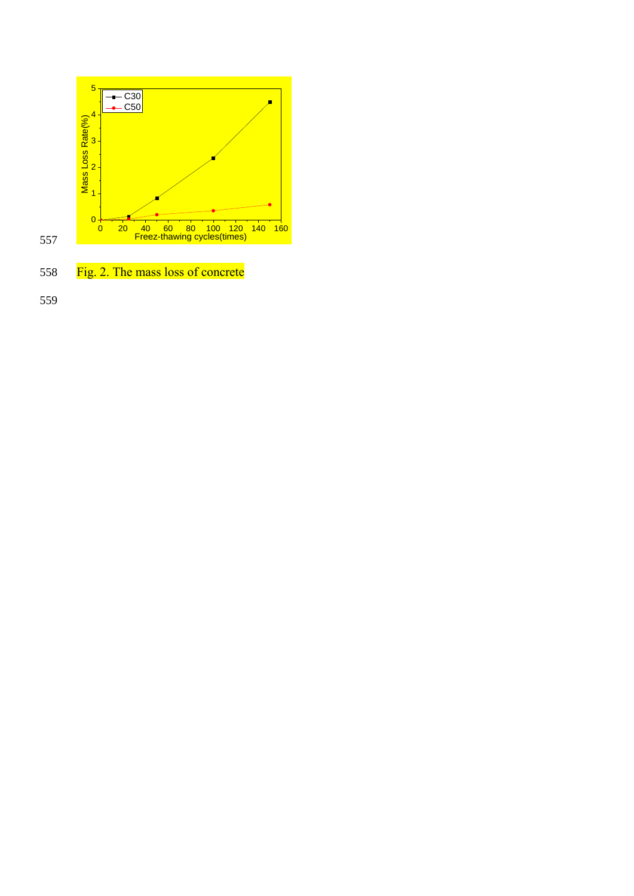Fig. 2. The mass loss of concrete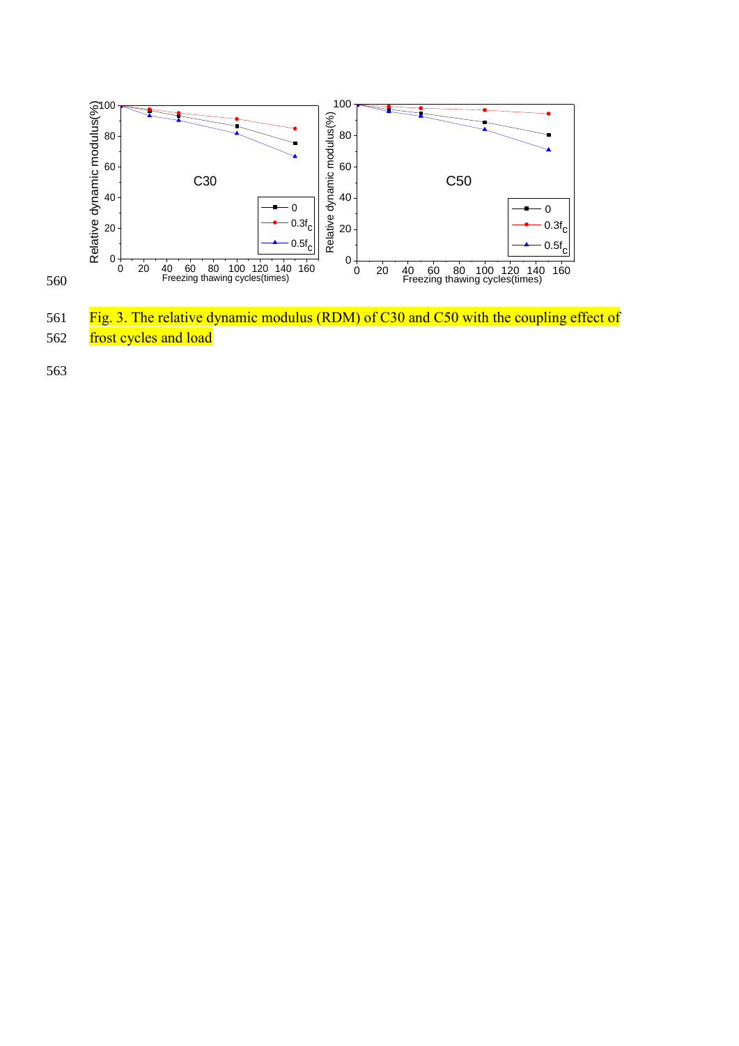Fig. 3. The relative dynamic modulus (RDM) of C30 and C50 with the coupling effect of frost cycles and load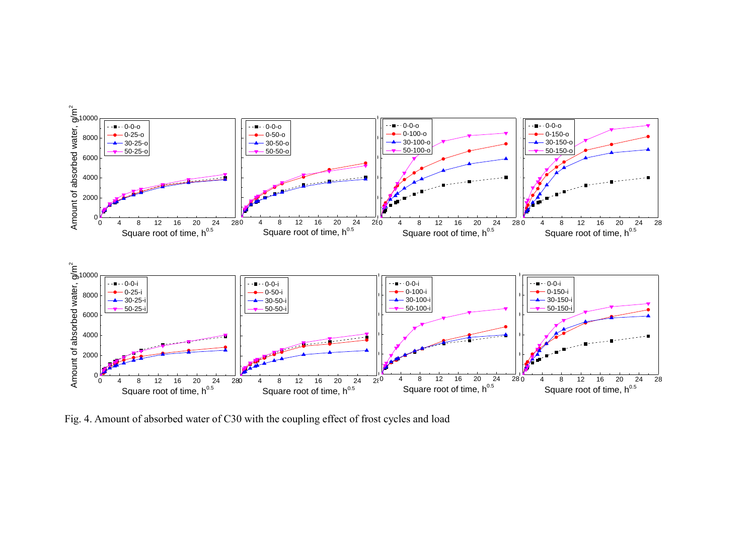Fig. 4. Amount of absorbed water of C30 with the coupling effect of frost cycles and load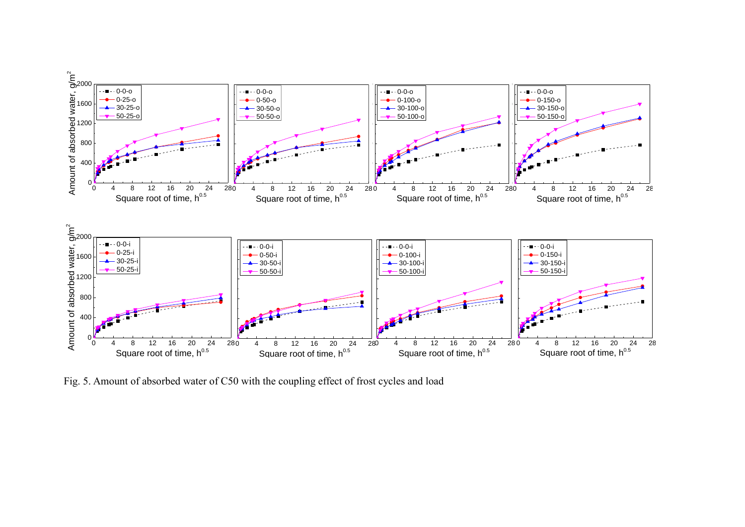Fig. 5. Amount of absorbed water of C50 with the coupling effect of frost cycles and load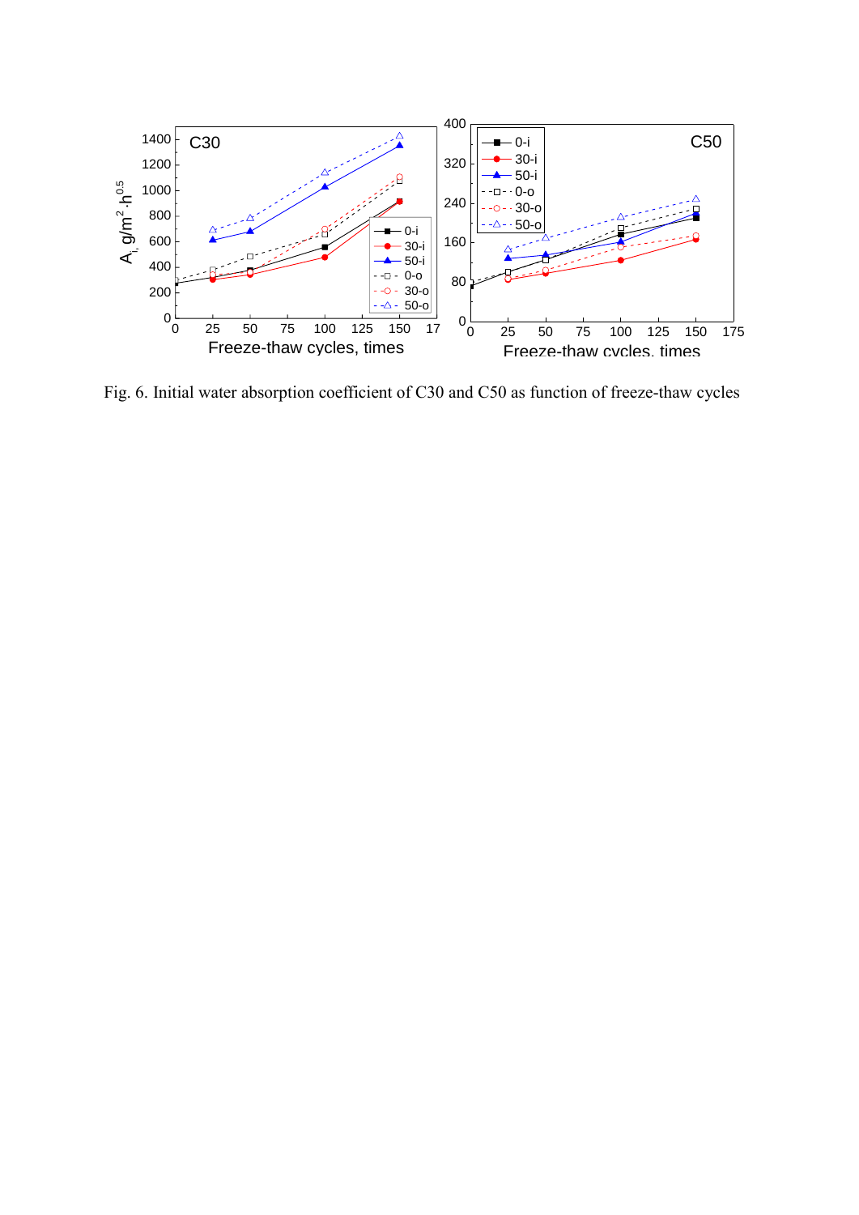Fig. 6. Initial water absorption coefficient of C30 and C50 as function of freeze-thaw cycles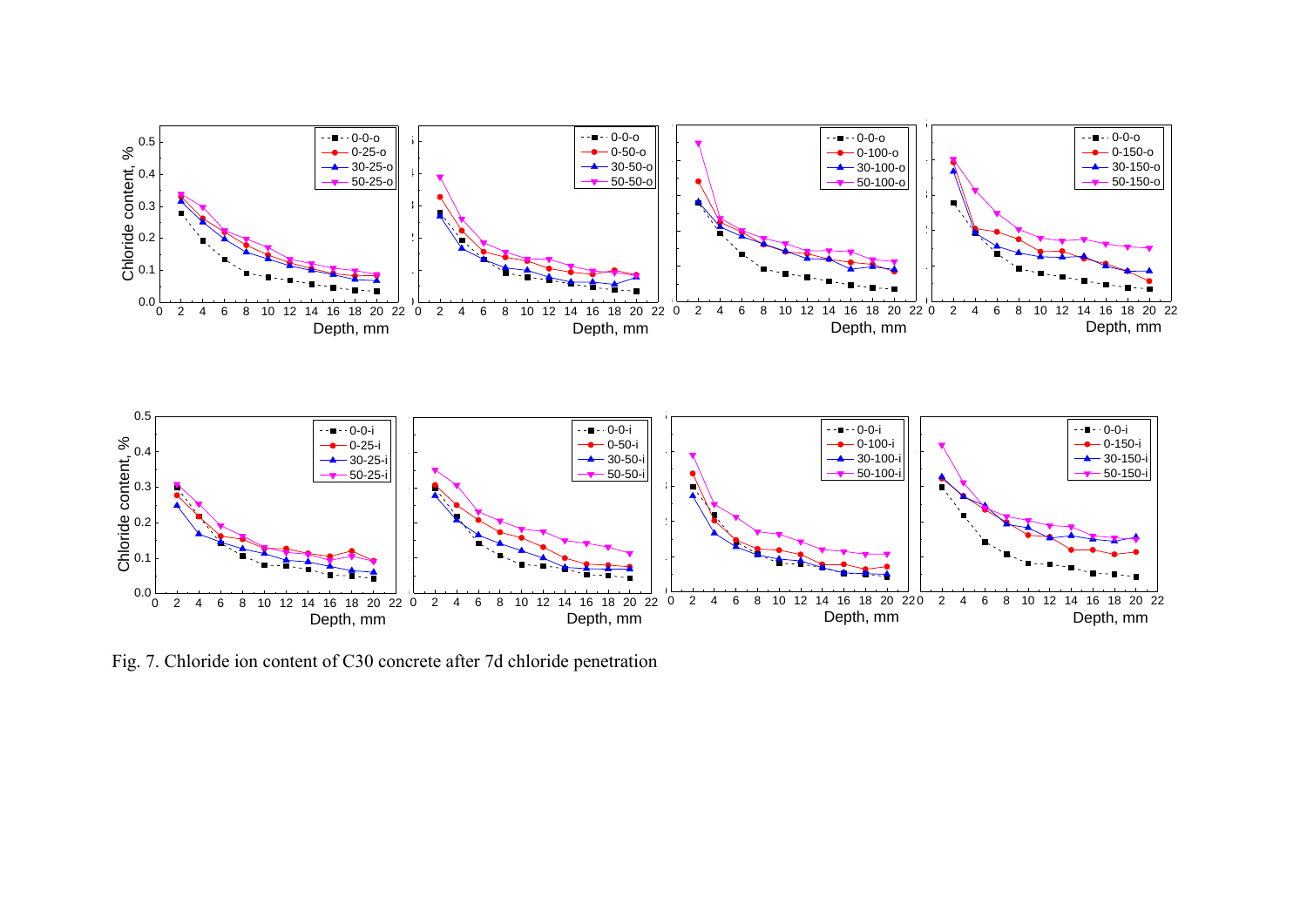Fig. 7. Chloride ion content of C30 concrete after 7d chloride penetration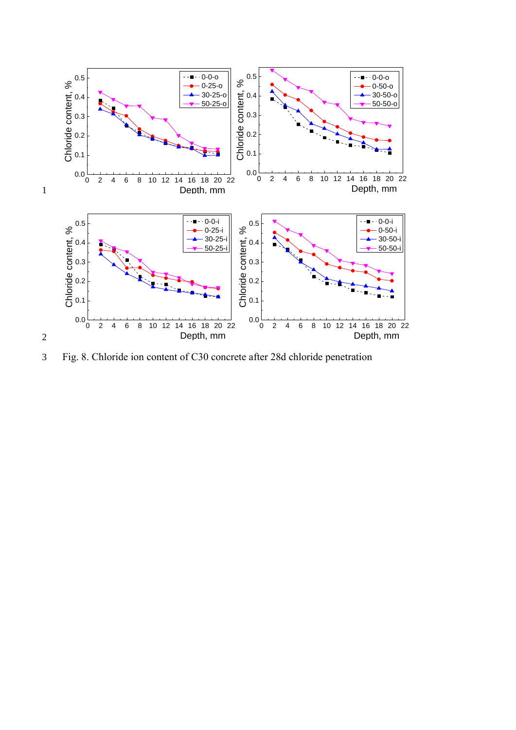Fig. 8. Chloride ion content of C30 concrete after 28d chloride penetration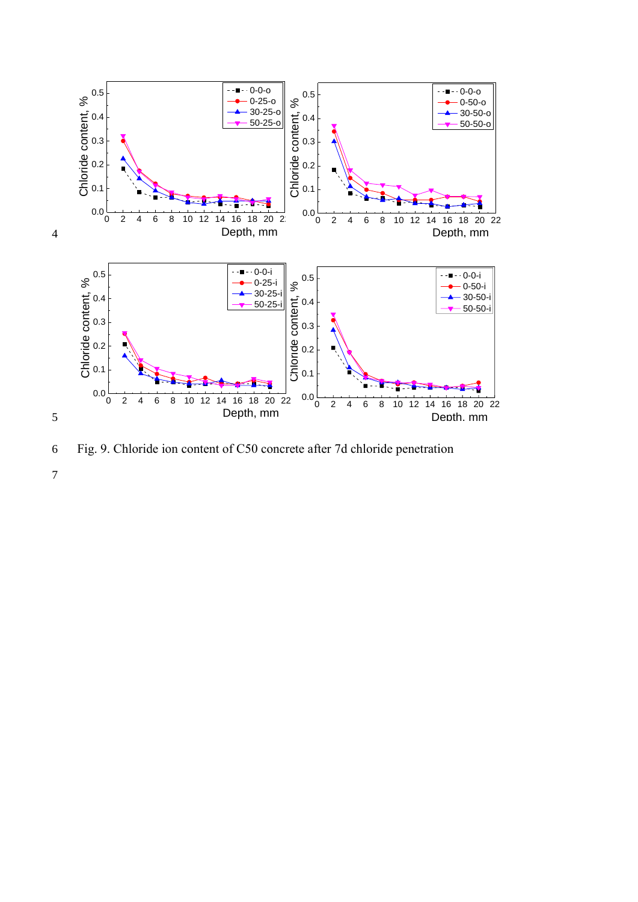Fig. 9. Chloride ion content of C50 concrete after 7d chloride penetration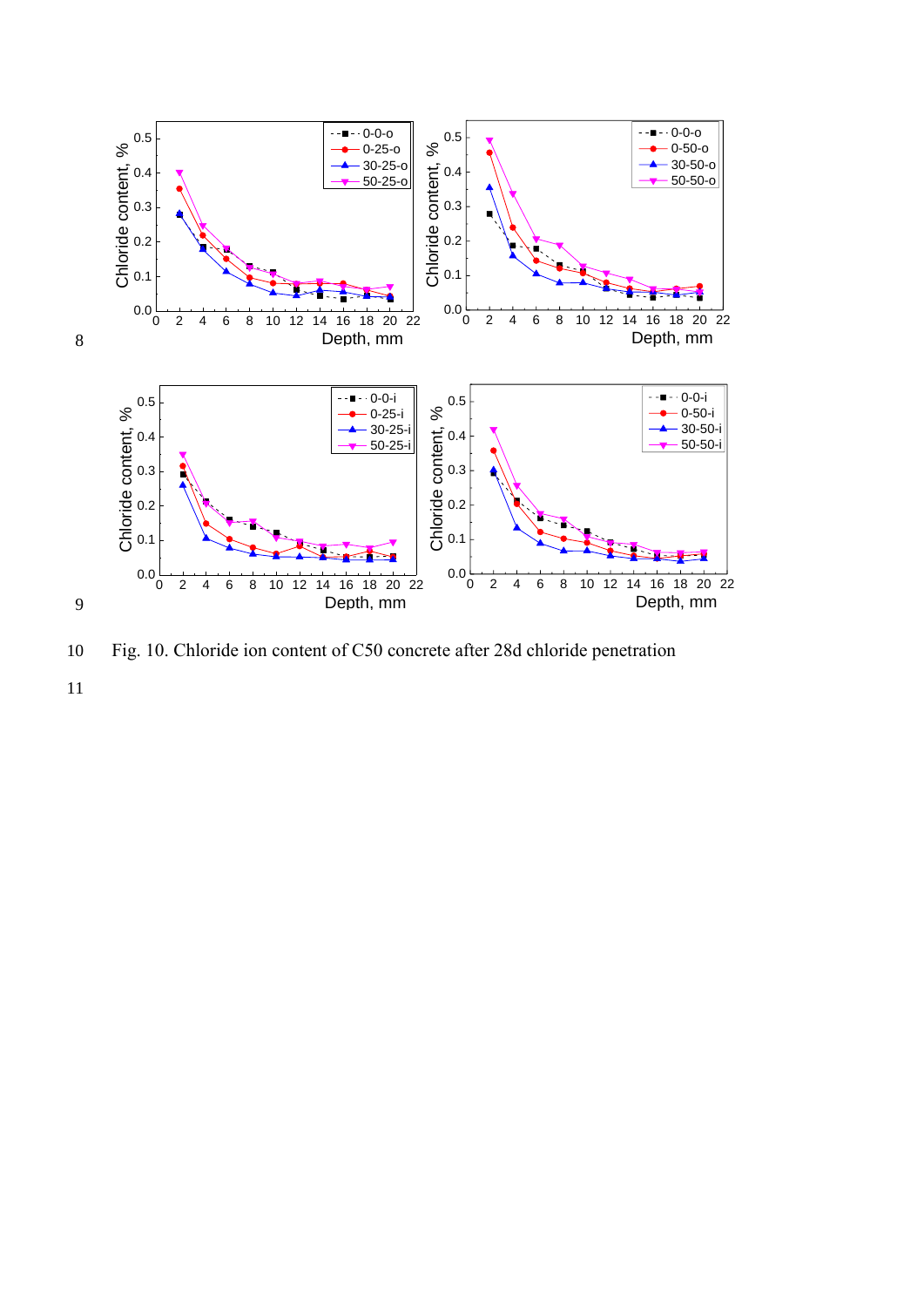Fig. 10. Chloride ion content of C50 concrete after 28d chloride penetration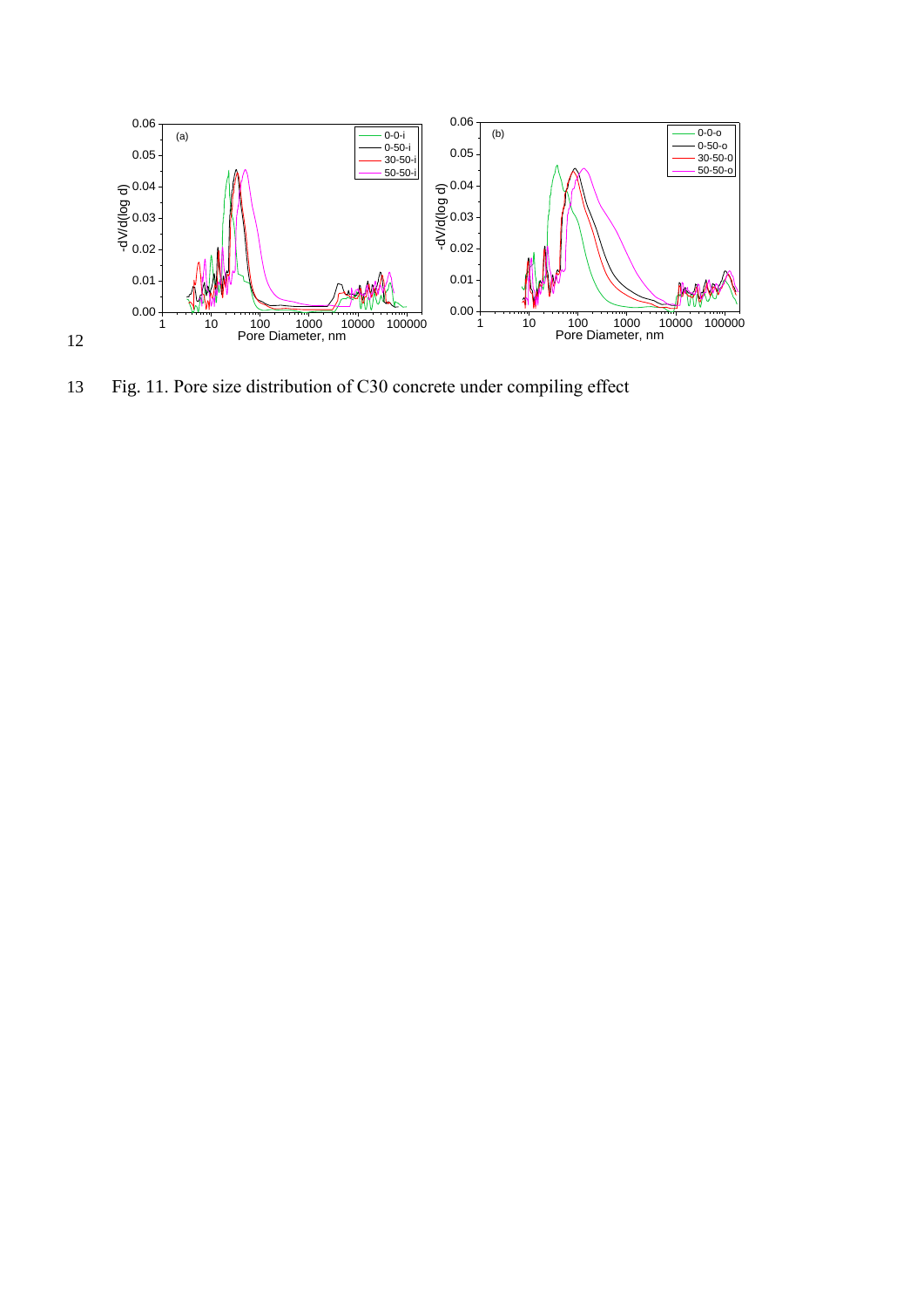(a)

0.06
0.05
0.04
0.03
0.02
0.01
0.00

-dV/d(log d)

1
10
100
1000
10000
100000

Pore Diameter, nm

0-0-i
0-50-i
30-50-i
50-50-i

(b)

0.06
0.05
0.04
0.03
0.02
0.01
0.00

-dV/d(log d)

1
10
100
1000
10000
100000

Pore Diameter, nm

0-0-o
0-50-o
30-50-0
50-50-o

Fig. 11. Pore size distribution of C30 concrete under compiling effect